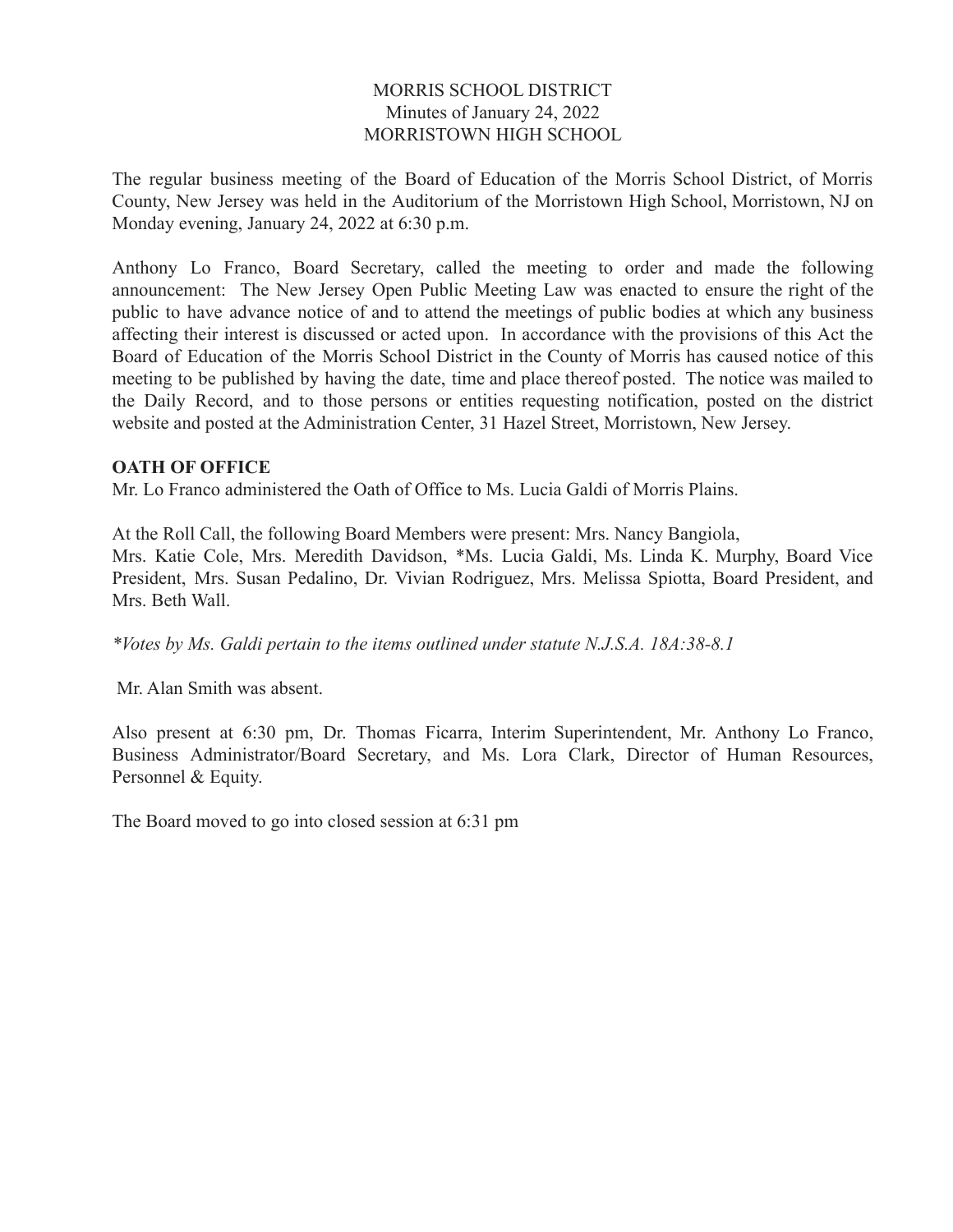MORRIS SCHOOL DISTRICT
Minutes of January 24, 2022
MORRISTOWN HIGH SCHOOL

The regular business meeting of the Board of Education of the Morris School District, of Morris County, New Jersey was held in the Auditorium of the Morristown High School, Morristown, NJ on Monday evening, January 24, 2022 at 6:30 p.m.

Anthony Lo Franco, Board Secretary, called the meeting to order and made the following announcement: The New Jersey Open Public Meeting Law was enacted to ensure the right of the public to have advance notice of and to attend the meetings of public bodies at which any business affecting their interest is discussed or acted upon. In accordance with the provisions of this Act the Board of Education of the Morris School District in the County of Morris has caused notice of this meeting to be published by having the date, time and place thereof posted. The notice was mailed to the Daily Record, and to those persons or entities requesting notification, posted on the district website and posted at the Administration Center, 31 Hazel Street, Morristown, New Jersey.

**OATH OF OFFICE**

Mr. Lo Franco administered the Oath of Office to Ms. Lucia Galdi of Morris Plains.

At the Roll Call, the following Board Members were present: Mrs. Nancy Bangiola, Mrs. Katie Cole, Mrs. Meredith Davidson, *Ms. Lucia Galdi, Ms. Linda K. Murphy, Board Vice President, Mrs. Susan Pedalino, Dr. Vivian Rodriguez, Mrs. Melissa Spiotta, Board President, and Mrs. Beth Wall.

*\*Votes by Ms. Galdi pertain to the items outlined under statute N.J.S.A. 18A:38-8.1*

Mr. Alan Smith was absent.

Also present at 6:30 pm, Dr. Thomas Ficarra, Interim Superintendent, Mr. Anthony Lo Franco, Business Administrator/Board Secretary, and Ms. Lora Clark, Director of Human Resources, Personnel & Equity.

The Board moved to go into closed session at 6:31 pm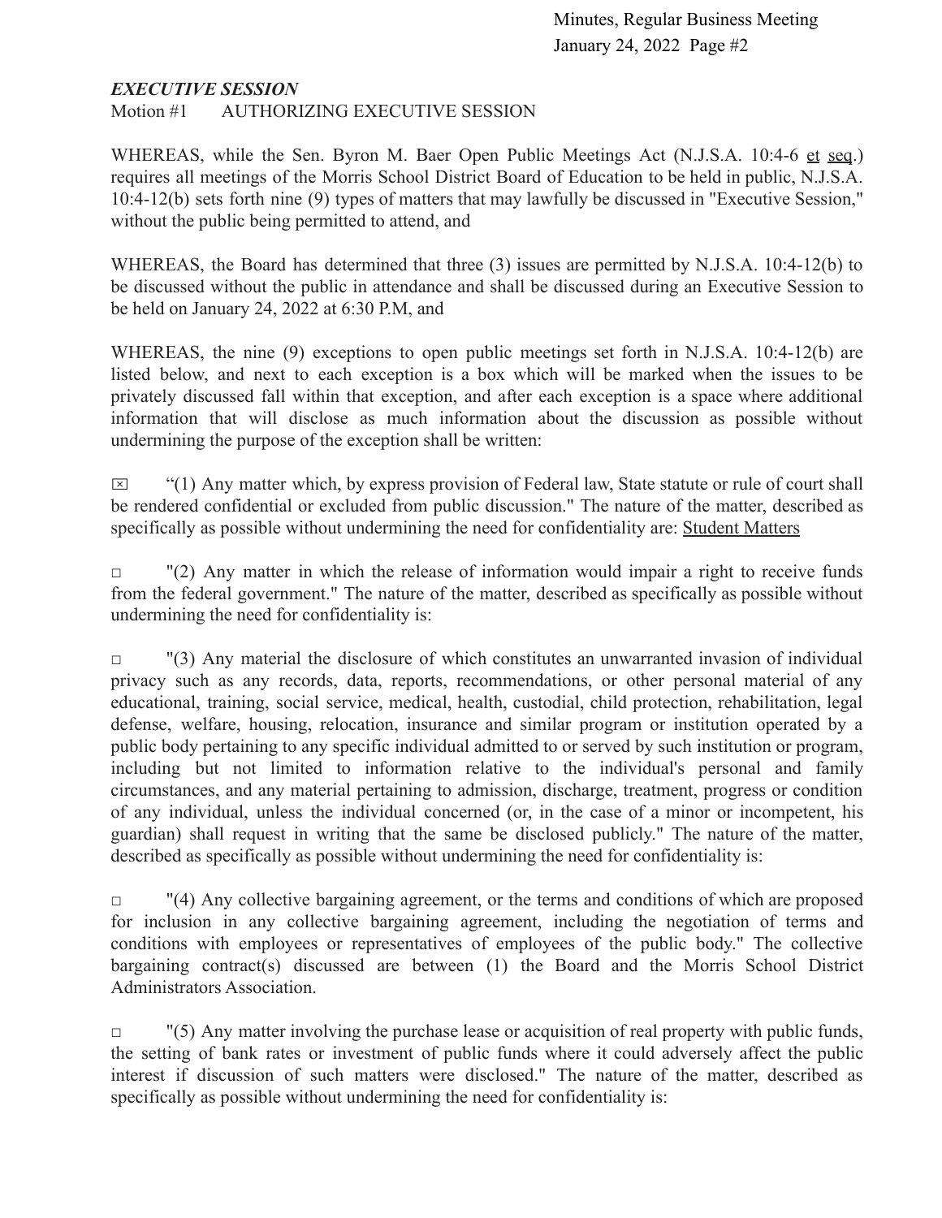### *EXECUTIVE SESSION*

Motion #1 AUTHORIZING EXECUTIVE SESSION

WHEREAS, while the Sen. Byron M. Baer Open Public Meetings Act (N.J.S.A. 10:4-6 et seq.) requires all meetings of the Morris School District Board of Education to be held in public, N.J.S.A. 10:4-12(b) sets forth nine (9) types of matters that may lawfully be discussed in "Executive Session," without the public being permitted to attend, and

WHEREAS, the Board has determined that three (3) issues are permitted by N.J.S.A. 10:4-12(b) to be discussed without the public in attendance and shall be discussed during an Executive Session to be held on January 24, 2022 at 6:30 P.M, and

WHEREAS, the nine (9) exceptions to open public meetings set forth in N.J.S.A. 10:4-12(b) are listed below, and next to each exception is a box which will be marked when the issues to be privately discussed fall within that exception, and after each exception is a space where additional information that will disclose as much information about the discussion as possible without undermining the purpose of the exception shall be written:

☒ "(1) Any matter which, by express provision of Federal law, State statute or rule of court shall be rendered confidential or excluded from public discussion." The nature of the matter, described as specifically as possible without undermining the need for confidentiality are: Student Matters

☐ "(2) Any matter in which the release of information would impair a right to receive funds from the federal government." The nature of the matter, described as specifically as possible without undermining the need for confidentiality is:

☐ "(3) Any material the disclosure of which constitutes an unwarranted invasion of individual privacy such as any records, data, reports, recommendations, or other personal material of any educational, training, social service, medical, health, custodial, child protection, rehabilitation, legal defense, welfare, housing, relocation, insurance and similar program or institution operated by a public body pertaining to any specific individual admitted to or served by such institution or program, including but not limited to information relative to the individual's personal and family circumstances, and any material pertaining to admission, discharge, treatment, progress or condition of any individual, unless the individual concerned (or, in the case of a minor or incompetent, his guardian) shall request in writing that the same be disclosed publicly." The nature of the matter, described as specifically as possible without undermining the need for confidentiality is:

☐ "(4) Any collective bargaining agreement, or the terms and conditions of which are proposed for inclusion in any collective bargaining agreement, including the negotiation of terms and conditions with employees or representatives of employees of the public body." The collective bargaining contract(s) discussed are between (1) the Board and the Morris School District Administrators Association.

☐ "(5) Any matter involving the purchase lease or acquisition of real property with public funds, the setting of bank rates or investment of public funds where it could adversely affect the public interest if discussion of such matters were disclosed." The nature of the matter, described as specifically as possible without undermining the need for confidentiality is: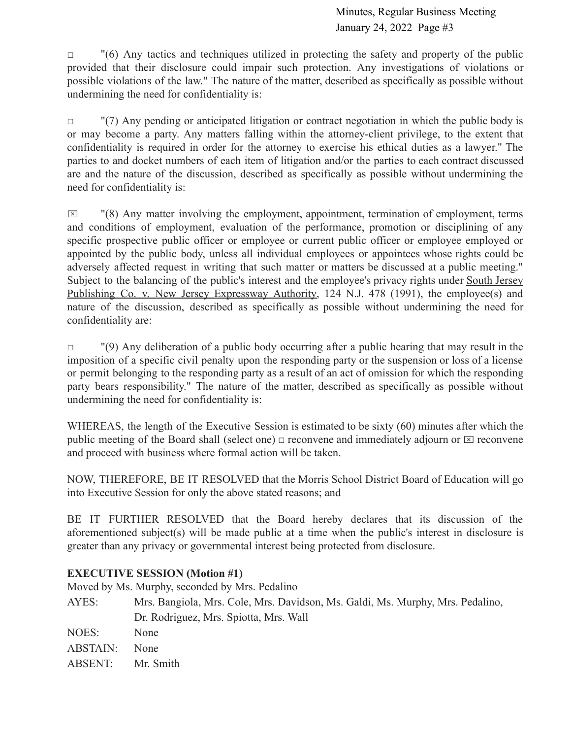☐ "(6) Any tactics and techniques utilized in protecting the safety and property of the public provided that their disclosure could impair such protection. Any investigations of violations or possible violations of the law." The nature of the matter, described as specifically as possible without undermining the need for confidentiality is:

☐ "(7) Any pending or anticipated litigation or contract negotiation in which the public body is or may become a party. Any matters falling within the attorney-client privilege, to the extent that confidentiality is required in order for the attorney to exercise his ethical duties as a lawyer." The parties to and docket numbers of each item of litigation and/or the parties to each contract discussed are and the nature of the discussion, described as specifically as possible without undermining the need for confidentiality is:

☒ "(8) Any matter involving the employment, appointment, termination of employment, terms and conditions of employment, evaluation of the performance, promotion or disciplining of any specific prospective public officer or employee or current public officer or employee employed or appointed by the public body, unless all individual employees or appointees whose rights could be adversely affected request in writing that such matter or matters be discussed at a public meeting." Subject to the balancing of the public's interest and the employee's privacy rights under South Jersey Publishing Co. v. New Jersey Expressway Authority, 124 N.J. 478 (1991), the employee(s) and nature of the discussion, described as specifically as possible without undermining the need for confidentiality are:

☐ "(9) Any deliberation of a public body occurring after a public hearing that may result in the imposition of a specific civil penalty upon the responding party or the suspension or loss of a license or permit belonging to the responding party as a result of an act of omission for which the responding party bears responsibility." The nature of the matter, described as specifically as possible without undermining the need for confidentiality is:

WHEREAS, the length of the Executive Session is estimated to be sixty (60) minutes after which the public meeting of the Board shall (select one) ☐ reconvene and immediately adjourn or ☒ reconvene and proceed with business where formal action will be taken.

NOW, THEREFORE, BE IT RESOLVED that the Morris School District Board of Education will go into Executive Session for only the above stated reasons; and

BE IT FURTHER RESOLVED that the Board hereby declares that its discussion of the aforementioned subject(s) will be made public at a time when the public's interest in disclosure is greater than any privacy or governmental interest being protected from disclosure.

**EXECUTIVE SESSION (Motion #1)**

Moved by Ms. Murphy, seconded by Mrs. Pedalino

AYES: Mrs. Bangiola, Mrs. Cole, Mrs. Davidson, Ms. Galdi, Ms. Murphy, Mrs. Pedalino, Dr. Rodriguez, Mrs. Spiotta, Mrs. Wall

NOES: None

ABSTAIN: None

ABSENT: Mr. Smith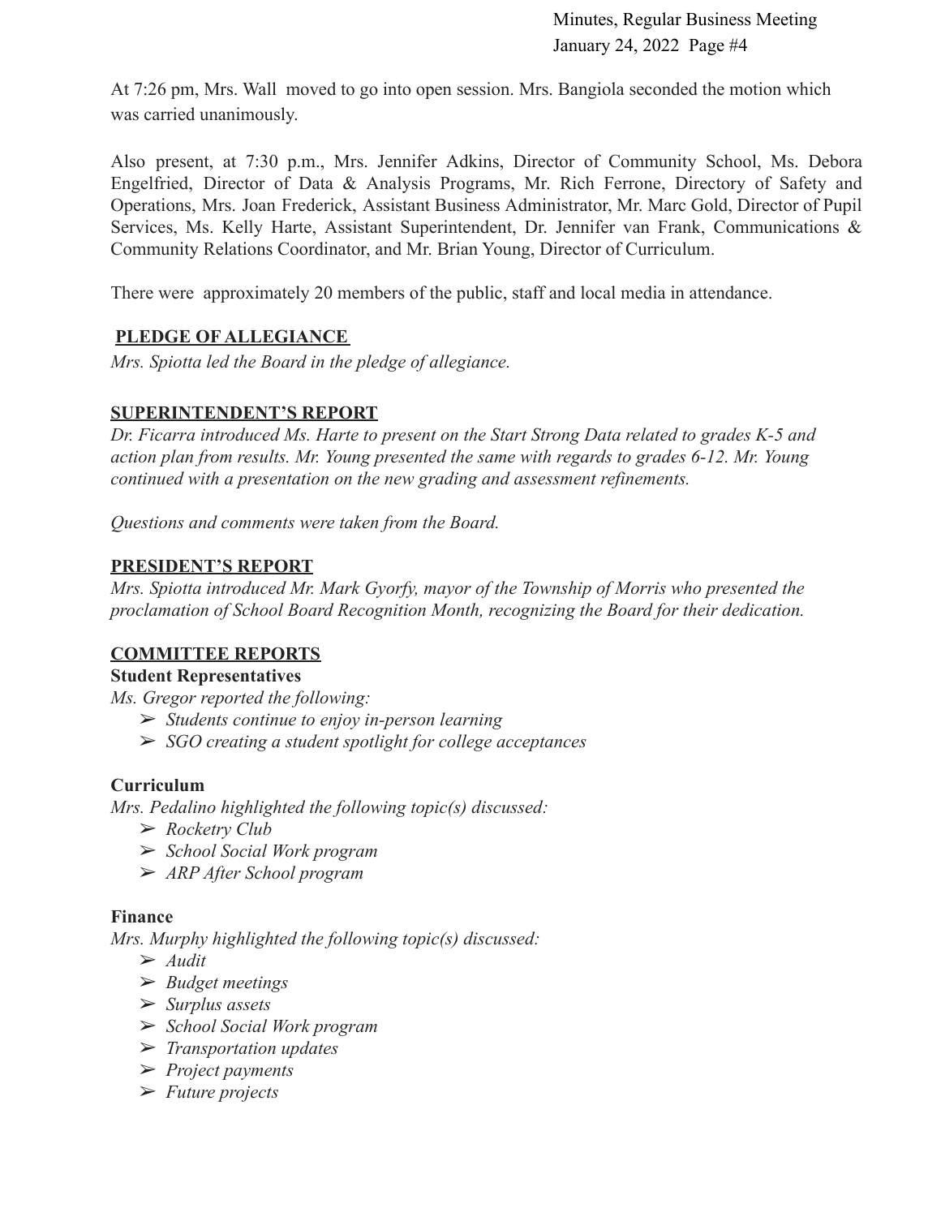At 7:26 pm, Mrs. Wall moved to go into open session. Mrs. Bangiola seconded the motion which was carried unanimously.

Also present, at 7:30 p.m., Mrs. Jennifer Adkins, Director of Community School, Ms. Debora Engelfried, Director of Data & Analysis Programs, Mr. Rich Ferrone, Directory of Safety and Operations, Mrs. Joan Frederick, Assistant Business Administrator, Mr. Marc Gold, Director of Pupil Services, Ms. Kelly Harte, Assistant Superintendent, Dr. Jennifer van Frank, Communications & Community Relations Coordinator, and Mr. Brian Young, Director of Curriculum.

There were approximately 20 members of the public, staff and local media in attendance.

## PLEDGE OF ALLEGIANCE

*Mrs. Spiotta led the Board in the pledge of allegiance.*

## SUPERINTENDENT'S REPORT

*Dr. Ficarra introduced Ms. Harte to present on the Start Strong Data related to grades K-5 and action plan from results. Mr. Young presented the same with regards to grades 6-12. Mr. Young continued with a presentation on the new grading and assessment refinements.*

*Questions and comments were taken from the Board.*

## PRESIDENT'S REPORT

*Mrs. Spiotta introduced Mr. Mark Gyorfy, mayor of the Township of Morris who presented the proclamation of School Board Recognition Month, recognizing the Board for their dedication.*

## COMMITTEE REPORTS

### Student Representatives

*Ms. Gregor reported the following:*

- *Students continue to enjoy in-person learning*
- *SGO creating a student spotlight for college acceptances*

### Curriculum

*Mrs. Pedalino highlighted the following topic(s) discussed:*

- *Rocketry Club*
- *School Social Work program*
- *ARP After School program*

### Finance

*Mrs. Murphy highlighted the following topic(s) discussed:*

- *Audit*
- *Budget meetings*
- *Surplus assets*
- *School Social Work program*
- *Transportation updates*
- *Project payments*
- *Future projects*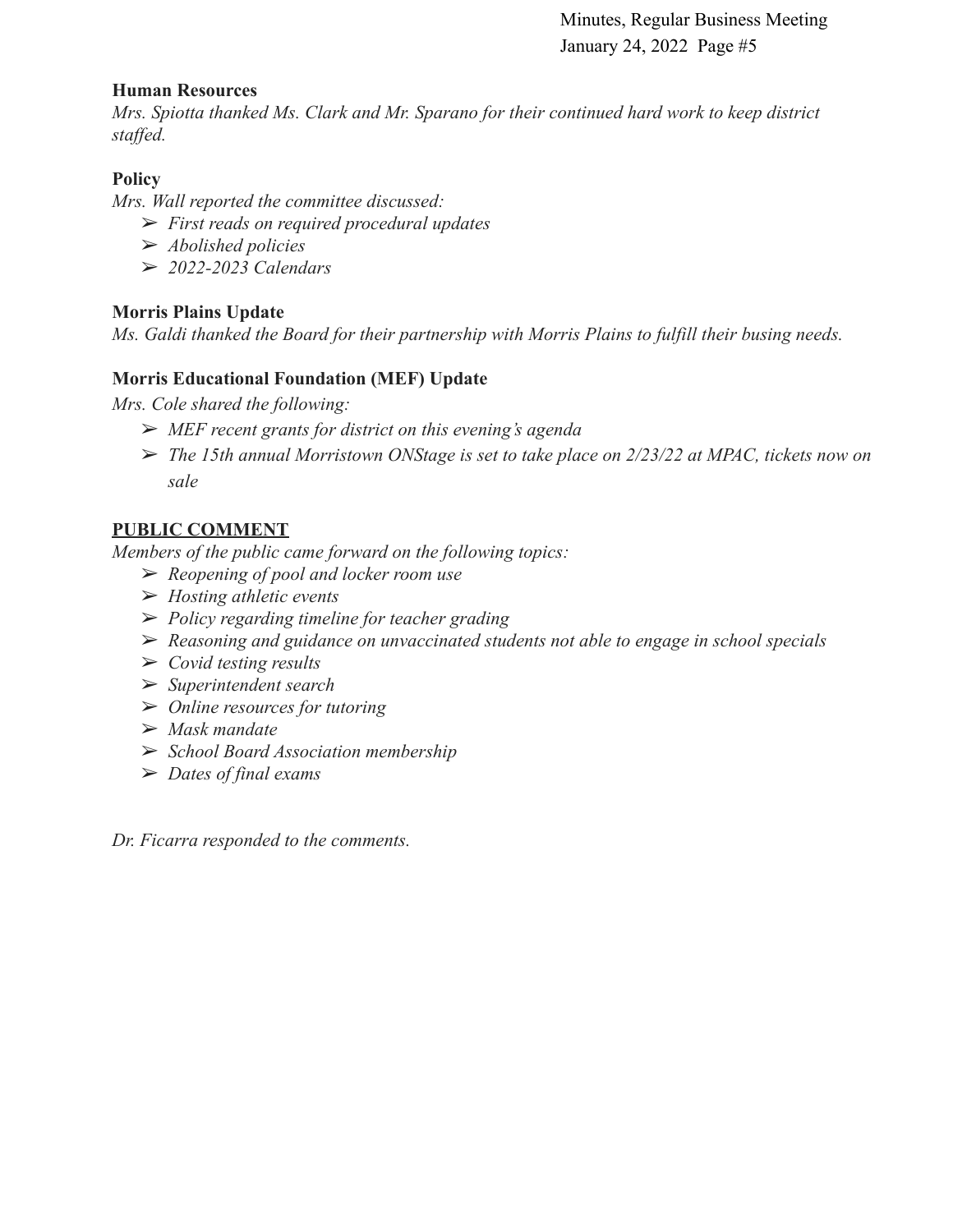**Human Resources**

*Mrs. Spiotta thanked Ms. Clark and Mr. Sparano for their continued hard work to keep district staffed.*

**Policy**

*Mrs. Wall reported the committee discussed:*

- *First reads on required procedural updates*
- *Abolished policies*
- *2022-2023 Calendars*

**Morris Plains Update**

*Ms. Galdi thanked the Board for their partnership with Morris Plains to fulfill their busing needs.*

**Morris Educational Foundation (MEF) Update**

*Mrs. Cole shared the following:*

- *MEF recent grants for district on this evening's agenda*
- *The 15th annual Morristown ONStage is set to take place on 2/23/22 at MPAC, tickets now on sale*

## PUBLIC COMMENT

*Members of the public came forward on the following topics:*

- *Reopening of pool and locker room use*
- *Hosting athletic events*
- *Policy regarding timeline for teacher grading*
- *Reasoning and guidance on unvaccinated students not able to engage in school specials*
- *Covid testing results*
- *Superintendent search*
- *Online resources for tutoring*
- *Mask mandate*
- *School Board Association membership*
- *Dates of final exams*

*Dr. Ficarra responded to the comments.*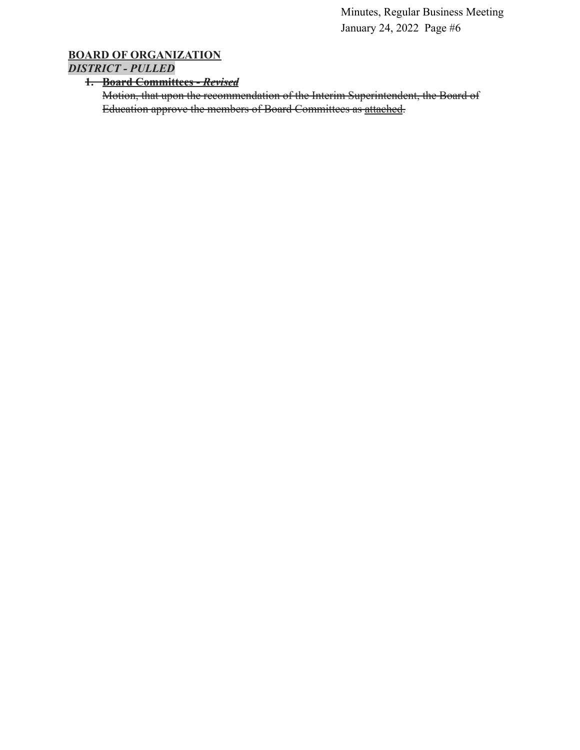## BOARD OF ORGANIZATION

***DISTRICT - PULLED***

1. ~~**Board Committees - *Revised***~~

   ~~Motion, that upon the recommendation of the Interim Superintendent, the Board of Education approve the members of Board Committees as attached.~~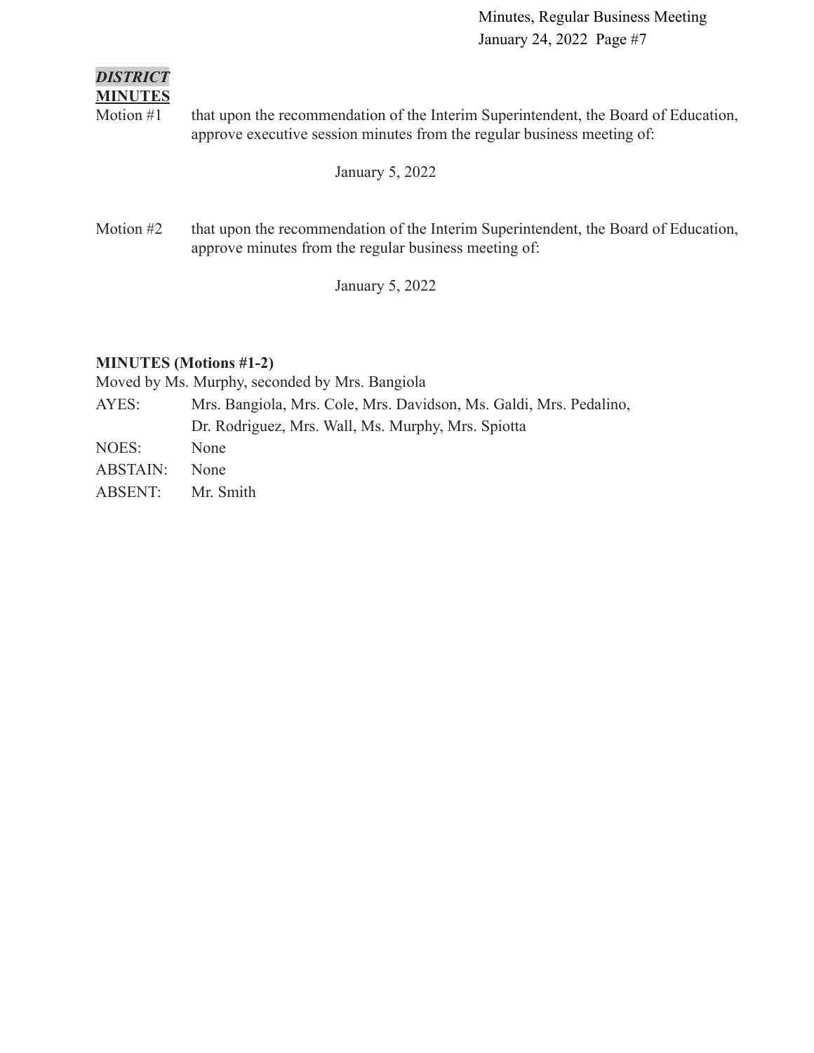***DISTRICT***
**MINUTES**

Motion #1 that upon the recommendation of the Interim Superintendent, the Board of Education, approve executive session minutes from the regular business meeting of:

January 5, 2022

Motion #2 that upon the recommendation of the Interim Superintendent, the Board of Education, approve minutes from the regular business meeting of:

January 5, 2022

**MINUTES (Motions #1-2)**

Moved by Ms. Murphy, seconded by Mrs. Bangiola

AYES: Mrs. Bangiola, Mrs. Cole, Mrs. Davidson, Ms. Galdi, Mrs. Pedalino, Dr. Rodriguez, Mrs. Wall, Ms. Murphy, Mrs. Spiotta

NOES: None

ABSTAIN: None

ABSENT: Mr. Smith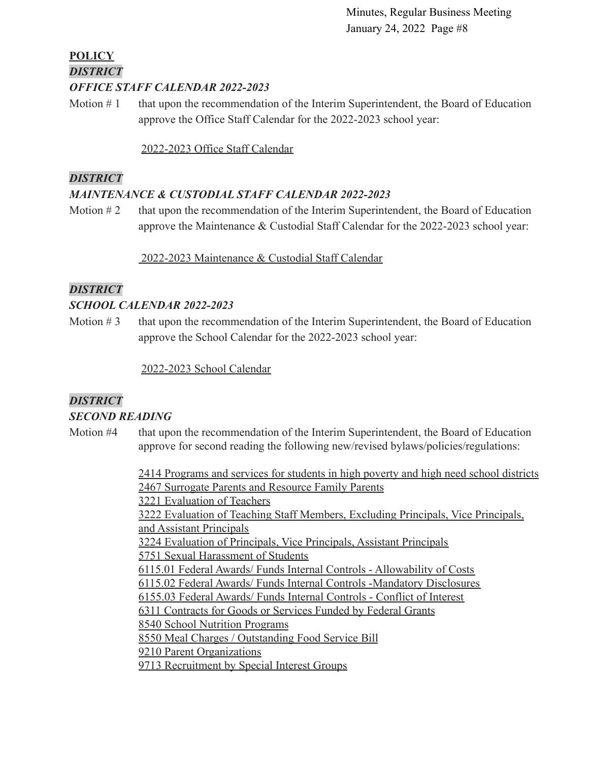**POLICY**

***DISTRICT***

***OFFICE STAFF CALENDAR 2022-2023***

Motion # 1 that upon the recommendation of the Interim Superintendent, the Board of Education approve the Office Staff Calendar for the 2022-2023 school year:

2022-2023 Office Staff Calendar

***DISTRICT***

***MAINTENANCE & CUSTODIAL STAFF CALENDAR 2022-2023***

Motion # 2 that upon the recommendation of the Interim Superintendent, the Board of Education approve the Maintenance & Custodial Staff Calendar for the 2022-2023 school year:

2022-2023 Maintenance & Custodial Staff Calendar

***DISTRICT***

***SCHOOL CALENDAR 2022-2023***

Motion # 3 that upon the recommendation of the Interim Superintendent, the Board of Education approve the School Calendar for the 2022-2023 school year:

2022-2023 School Calendar

***DISTRICT***

***SECOND READING***

Motion #4 that upon the recommendation of the Interim Superintendent, the Board of Education approve for second reading the following new/revised bylaws/policies/regulations:

2414 Programs and services for students in high poverty and high need school districts
2467 Surrogate Parents and Resource Family Parents
3221 Evaluation of Teachers
3222 Evaluation of Teaching Staff Members, Excluding Principals, Vice Principals, and Assistant Principals
3224 Evaluation of Principals, Vice Principals, Assistant Principals
5751 Sexual Harassment of Students
6115.01 Federal Awards/ Funds Internal Controls - Allowability of Costs
6115.02 Federal Awards/ Funds Internal Controls -Mandatory Disclosures
6155.03 Federal Awards/ Funds Internal Controls - Conflict of Interest
6311 Contracts for Goods or Services Funded by Federal Grants
8540 School Nutrition Programs
8550 Meal Charges / Outstanding Food Service Bill
9210 Parent Organizations
9713 Recruitment by Special Interest Groups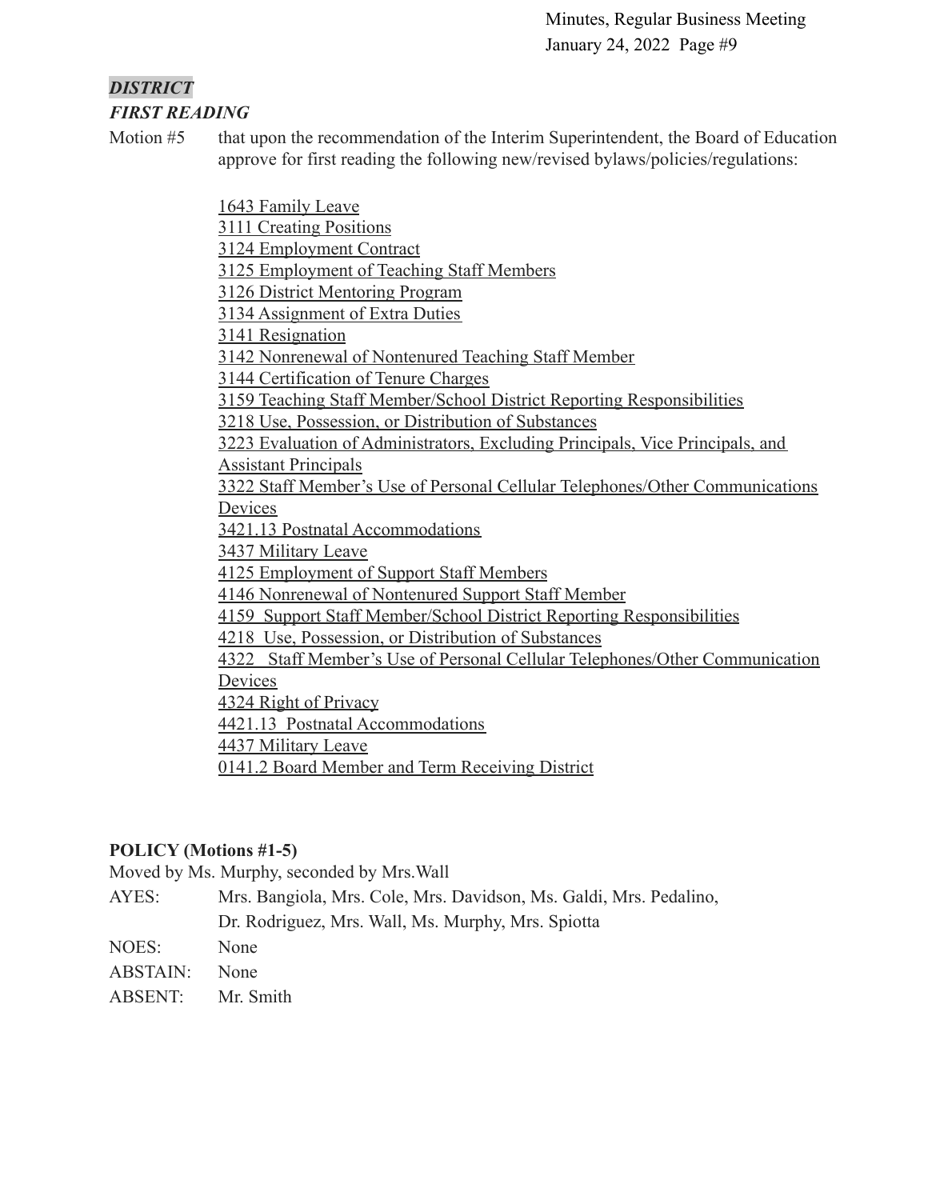***DISTRICT***

***FIRST READING***

Motion #5 that upon the recommendation of the Interim Superintendent, the Board of Education approve for first reading the following new/revised bylaws/policies/regulations:

1643 Family Leave
3111 Creating Positions
3124 Employment Contract
3125 Employment of Teaching Staff Members
3126 District Mentoring Program
3134 Assignment of Extra Duties
3141 Resignation
3142 Nonrenewal of Nontenured Teaching Staff Member
3144 Certification of Tenure Charges
3159 Teaching Staff Member/School District Reporting Responsibilities
3218 Use, Possession, or Distribution of Substances
3223 Evaluation of Administrators, Excluding Principals, Vice Principals, and Assistant Principals
3322 Staff Member's Use of Personal Cellular Telephones/Other Communications Devices
3421.13 Postnatal Accommodations
3437 Military Leave
4125 Employment of Support Staff Members
4146 Nonrenewal of Nontenured Support Staff Member
4159 Support Staff Member/School District Reporting Responsibilities
4218 Use, Possession, or Distribution of Substances
4322 Staff Member's Use of Personal Cellular Telephones/Other Communication Devices
4324 Right of Privacy
4421.13 Postnatal Accommodations
4437 Military Leave
0141.2 Board Member and Term Receiving District

**POLICY (Motions #1-5)**

Moved by Ms. Murphy, seconded by Mrs.Wall

AYES: Mrs. Bangiola, Mrs. Cole, Mrs. Davidson, Ms. Galdi, Mrs. Pedalino, Dr. Rodriguez, Mrs. Wall, Ms. Murphy, Mrs. Spiotta

NOES: None

ABSTAIN: None

ABSENT: Mr. Smith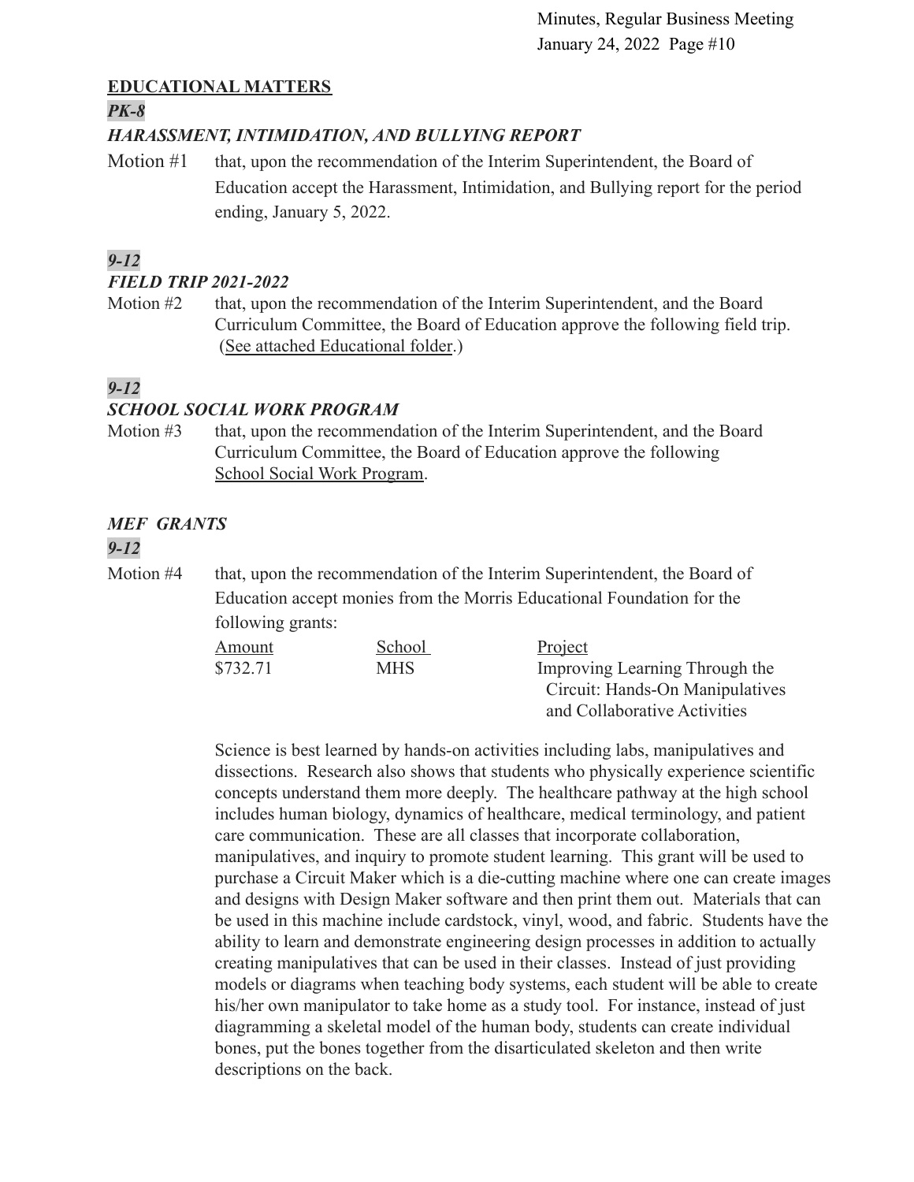## EDUCATIONAL MATTERS

***PK-8***

***HARASSMENT, INTIMIDATION, AND BULLYING REPORT***

Motion #1 that, upon the recommendation of the Interim Superintendent, the Board of Education accept the Harassment, Intimidation, and Bullying report for the period ending, January 5, 2022.

***9-12***

***FIELD TRIP 2021-2022***

Motion #2 that, upon the recommendation of the Interim Superintendent, and the Board Curriculum Committee, the Board of Education approve the following field trip. (See attached Educational folder.)

***9-12***

***SCHOOL SOCIAL WORK PROGRAM***

Motion #3 that, upon the recommendation of the Interim Superintendent, and the Board Curriculum Committee, the Board of Education approve the following School Social Work Program.

***MEF GRANTS***

***9-12***

Motion #4 that, upon the recommendation of the Interim Superintendent, the Board of Education accept monies from the Morris Educational Foundation for the following grants:

| Amount | School | Project |
| --- | --- | --- |
| $732.71 | MHS | Improving Learning Through the Circuit: Hands-On Manipulatives and Collaborative Activities |

Science is best learned by hands-on activities including labs, manipulatives and dissections. Research also shows that students who physically experience scientific concepts understand them more deeply. The healthcare pathway at the high school includes human biology, dynamics of healthcare, medical terminology, and patient care communication. These are all classes that incorporate collaboration, manipulatives, and inquiry to promote student learning. This grant will be used to purchase a Circuit Maker which is a die-cutting machine where one can create images and designs with Design Maker software and then print them out. Materials that can be used in this machine include cardstock, vinyl, wood, and fabric. Students have the ability to learn and demonstrate engineering design processes in addition to actually creating manipulatives that can be used in their classes. Instead of just providing models or diagrams when teaching body systems, each student will be able to create his/her own manipulator to take home as a study tool. For instance, instead of just diagramming a skeletal model of the human body, students can create individual bones, put the bones together from the disarticulated skeleton and then write descriptions on the back.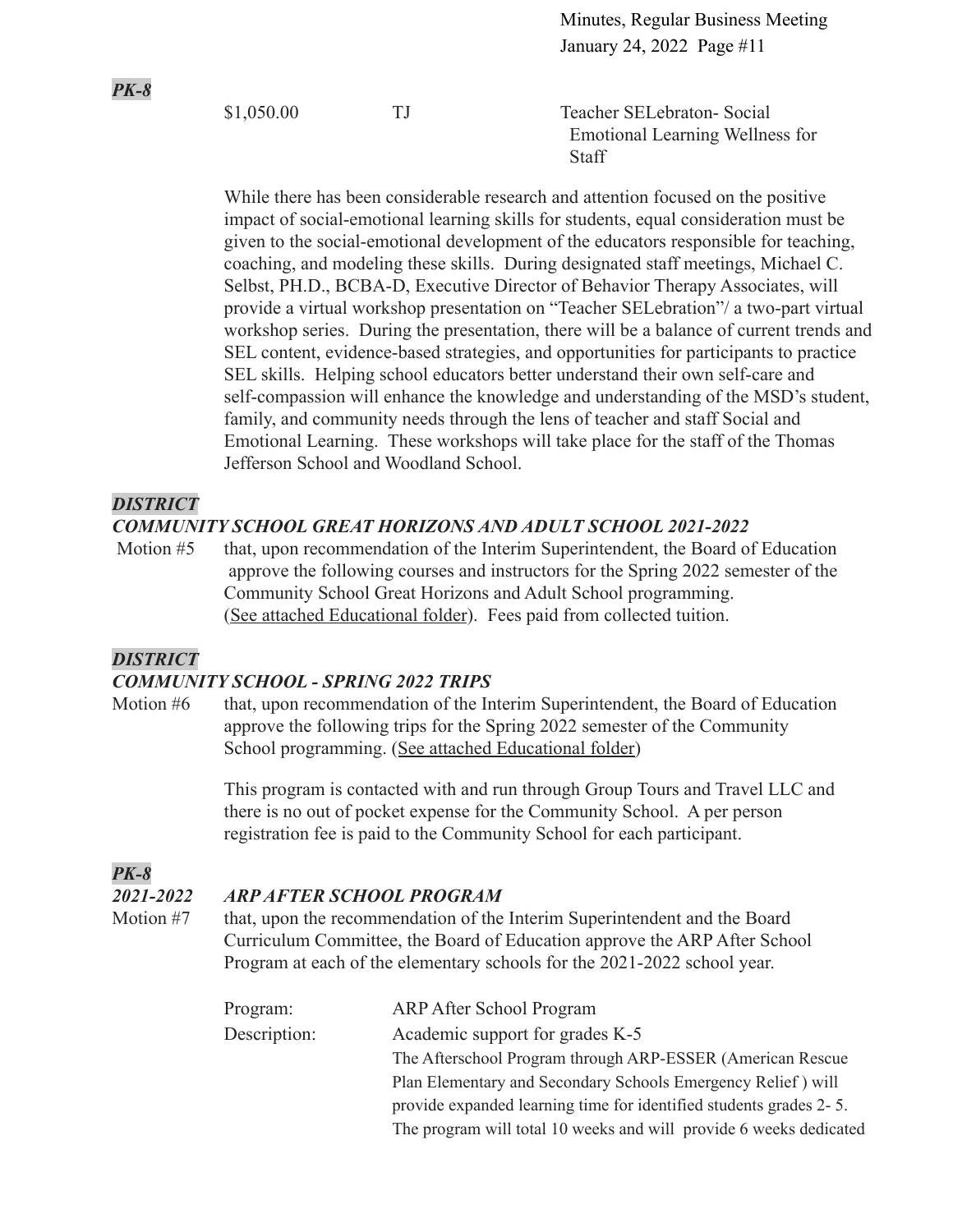***PK-8***

| | | |
|---|---|---|
| $1,050.00 | TJ | Teacher SELebraton- Social Emotional Learning Wellness for Staff |

While there has been considerable research and attention focused on the positive impact of social-emotional learning skills for students, equal consideration must be given to the social-emotional development of the educators responsible for teaching, coaching, and modeling these skills. During designated staff meetings, Michael C. Selbst, PH.D., BCBA-D, Executive Director of Behavior Therapy Associates, will provide a virtual workshop presentation on "Teacher SELebration"/ a two-part virtual workshop series. During the presentation, there will be a balance of current trends and SEL content, evidence-based strategies, and opportunities for participants to practice SEL skills. Helping school educators better understand their own self-care and self-compassion will enhance the knowledge and understanding of the MSD's student, family, and community needs through the lens of teacher and staff Social and Emotional Learning. These workshops will take place for the staff of the Thomas Jefferson School and Woodland School.

***DISTRICT***

***COMMUNITY SCHOOL GREAT HORIZONS AND ADULT SCHOOL 2021-2022***

Motion #5 that, upon recommendation of the Interim Superintendent, the Board of Education approve the following courses and instructors for the Spring 2022 semester of the Community School Great Horizons and Adult School programming. (See attached Educational folder). Fees paid from collected tuition.

***DISTRICT***

***COMMUNITY SCHOOL - SPRING 2022 TRIPS***

Motion #6 that, upon recommendation of the Interim Superintendent, the Board of Education approve the following trips for the Spring 2022 semester of the Community School programming. (See attached Educational folder)

This program is contacted with and run through Group Tours and Travel LLC and there is no out of pocket expense for the Community School. A per person registration fee is paid to the Community School for each participant.

***PK-8***

***2021-2022 ARP AFTER SCHOOL PROGRAM***

Motion #7 that, upon the recommendation of the Interim Superintendent and the Board Curriculum Committee, the Board of Education approve the ARP After School Program at each of the elementary schools for the 2021-2022 school year.

| | |
|---|---|
| Program: | ARP After School Program |
| Description: | Academic support for grades K-5<br>The Afterschool Program through ARP-ESSER (American Rescue Plan Elementary and Secondary Schools Emergency Relief ) will provide expanded learning time for identified students grades 2- 5. The program will total 10 weeks and will provide 6 weeks dedicated |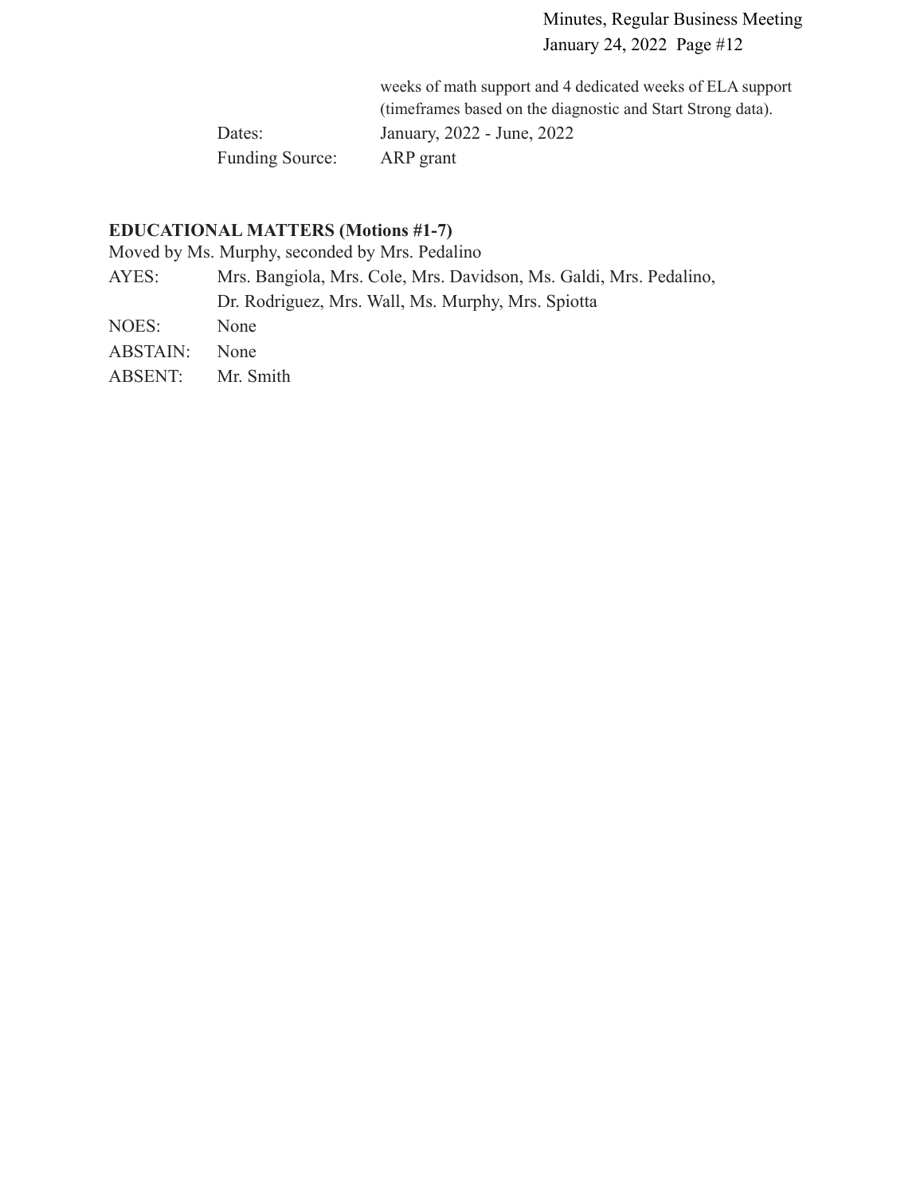weeks of math support and 4 dedicated weeks of ELA support (timeframes based on the diagnostic and Start Strong data).

Dates: January, 2022 - June, 2022

Funding Source: ARP grant

**EDUCATIONAL MATTERS (Motions #1-7)**

Moved by Ms. Murphy, seconded by Mrs. Pedalino

AYES: Mrs. Bangiola, Mrs. Cole, Mrs. Davidson, Ms. Galdi, Mrs. Pedalino, Dr. Rodriguez, Mrs. Wall, Ms. Murphy, Mrs. Spiotta

NOES: None

ABSTAIN: None

ABSENT: Mr. Smith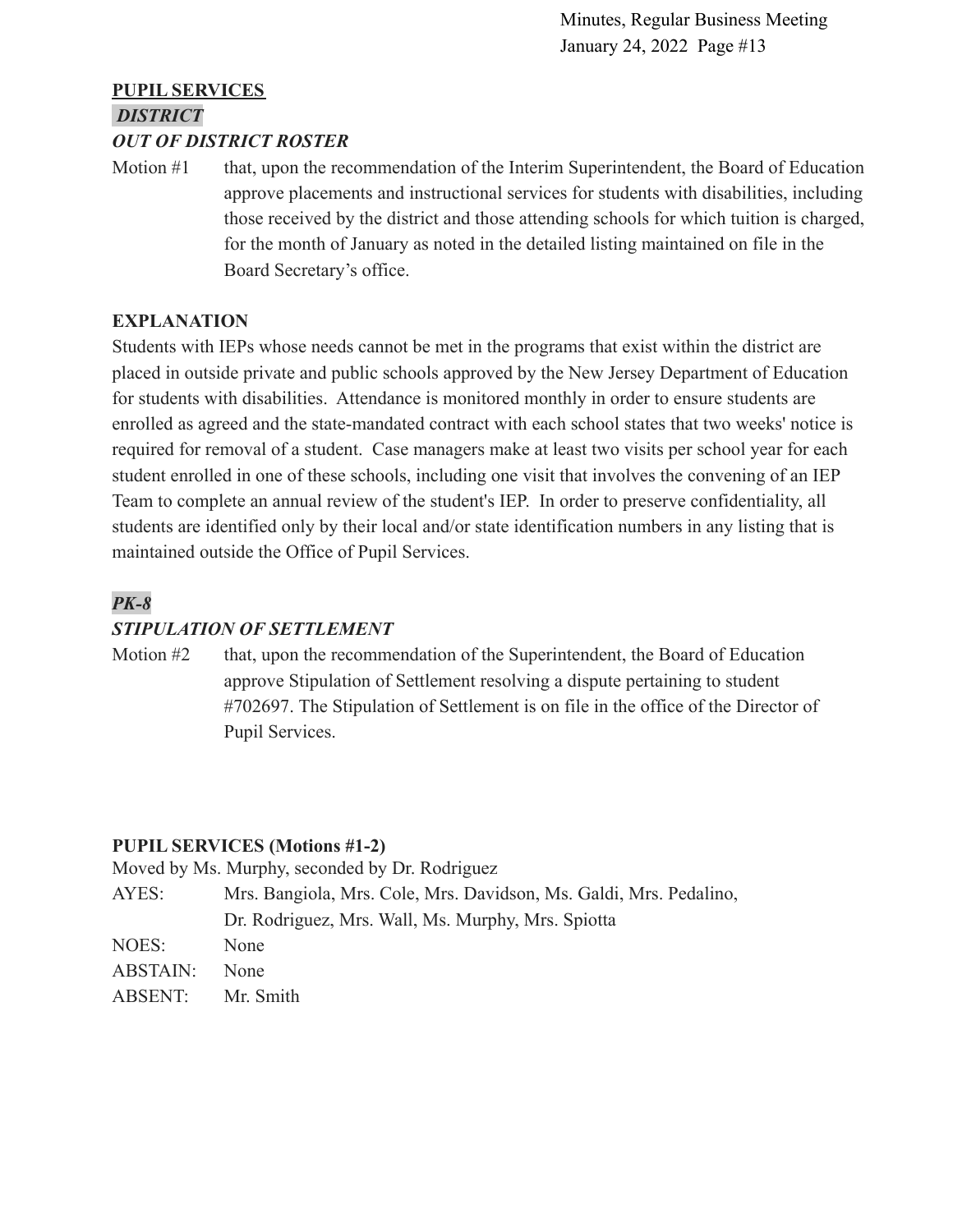**PUPIL SERVICES**

***DISTRICT***

***OUT OF DISTRICT ROSTER***

Motion #1 that, upon the recommendation of the Interim Superintendent, the Board of Education approve placements and instructional services for students with disabilities, including those received by the district and those attending schools for which tuition is charged, for the month of January as noted in the detailed listing maintained on file in the Board Secretary's office.

**EXPLANATION**

Students with IEPs whose needs cannot be met in the programs that exist within the district are placed in outside private and public schools approved by the New Jersey Department of Education for students with disabilities. Attendance is monitored monthly in order to ensure students are enrolled as agreed and the state-mandated contract with each school states that two weeks' notice is required for removal of a student. Case managers make at least two visits per school year for each student enrolled in one of these schools, including one visit that involves the convening of an IEP Team to complete an annual review of the student's IEP. In order to preserve confidentiality, all students are identified only by their local and/or state identification numbers in any listing that is maintained outside the Office of Pupil Services.

***PK-8***

***STIPULATION OF SETTLEMENT***

Motion #2 that, upon the recommendation of the Superintendent, the Board of Education approve Stipulation of Settlement resolving a dispute pertaining to student #702697. The Stipulation of Settlement is on file in the office of the Director of Pupil Services.

**PUPIL SERVICES (Motions #1-2)**

Moved by Ms. Murphy, seconded by Dr. Rodriguez

AYES: Mrs. Bangiola, Mrs. Cole, Mrs. Davidson, Ms. Galdi, Mrs. Pedalino, Dr. Rodriguez, Mrs. Wall, Ms. Murphy, Mrs. Spiotta

NOES: None

ABSTAIN: None

ABSENT: Mr. Smith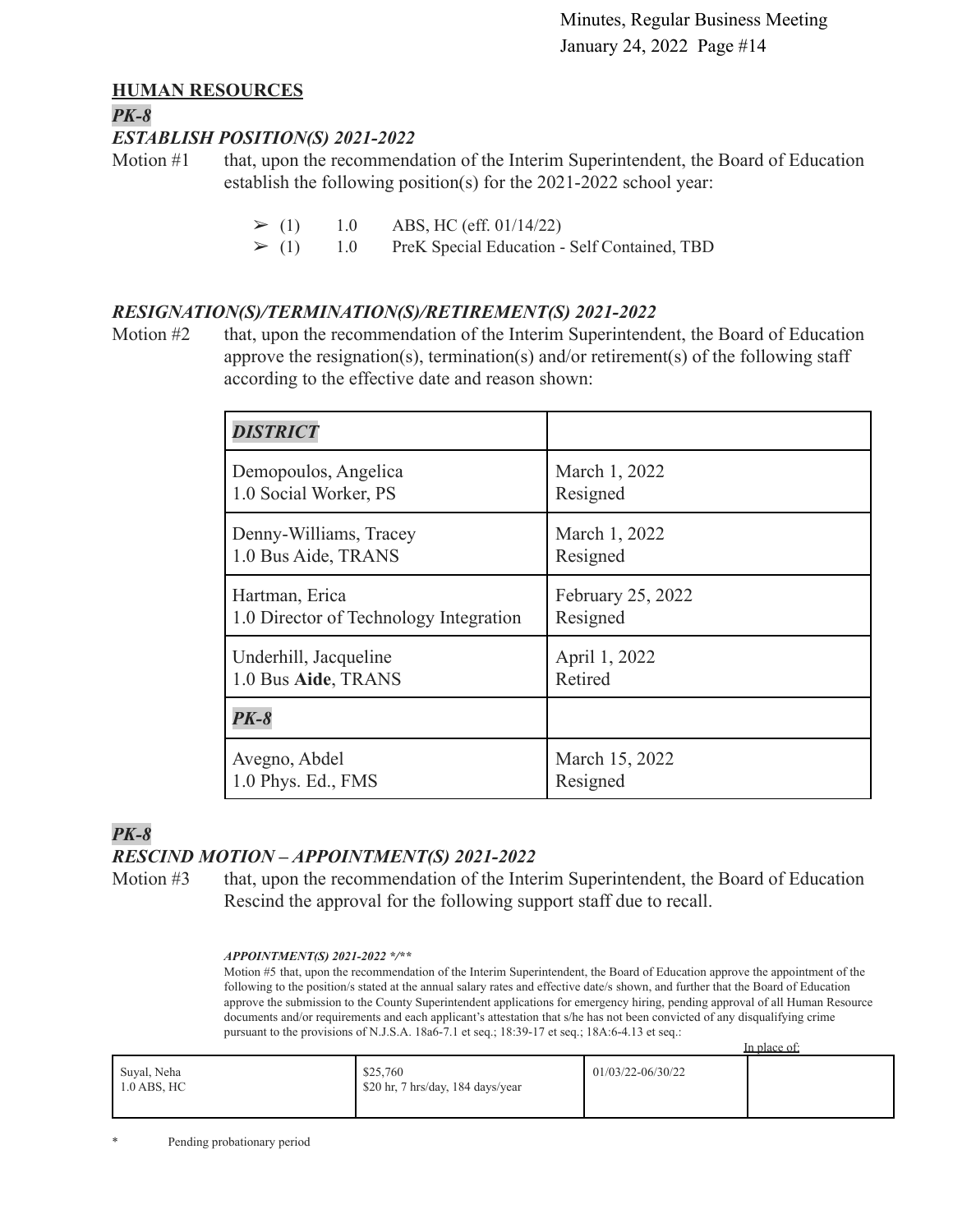## HUMAN RESOURCES

***PK-8***

***ESTABLISH POSITION(S) 2021-2022***

Motion #1 that, upon the recommendation of the Interim Superintendent, the Board of Education establish the following position(s) for the 2021-2022 school year:

- (1) 1.0 ABS, HC (eff. 01/14/22)
- (1) 1.0 PreK Special Education - Self Contained, TBD

***RESIGNATION(S)/TERMINATION(S)/RETIREMENT(S) 2021-2022***

Motion #2 that, upon the recommendation of the Interim Superintendent, the Board of Education approve the resignation(s), termination(s) and/or retirement(s) of the following staff according to the effective date and reason shown:

| ***DISTRICT*** | |
|---|---|
| Demopoulos, Angelica<br>1.0 Social Worker, PS | March 1, 2022<br>Resigned |
| Denny-Williams, Tracey<br>1.0 Bus Aide, TRANS | March 1, 2022<br>Resigned |
| Hartman, Erica<br>1.0 Director of Technology Integration | February 25, 2022<br>Resigned |
| Underhill, Jacqueline<br>1.0 Bus **Aide**, TRANS | April 1, 2022<br>Retired |
| ***PK-8*** | |
| Avegno, Abdel<br>1.0 Phys. Ed., FMS | March 15, 2022<br>Resigned |

***PK-8***

***RESCIND MOTION – APPOINTMENT(S) 2021-2022***

Motion #3 that, upon the recommendation of the Interim Superintendent, the Board of Education Rescind the approval for the following support staff due to recall.

***APPOINTMENT(S) 2021-2022 \*/\*\****

Motion #5 that, upon the recommendation of the Interim Superintendent, the Board of Education approve the appointment of the following to the position/s stated at the annual salary rates and effective date/s shown, and further that the Board of Education approve the submission to the County Superintendent applications for emergency hiring, pending approval of all Human Resource documents and/or requirements and each applicant's attestation that s/he has not been convicted of any disqualifying crime pursuant to the provisions of N.J.S.A. 18a6-7.1 et seq.; 18:39-17 et seq.; 18A:6-4.13 et seq.:

| | | | In place of: |
|---|---|---|---|
| Suyal, Neha<br>1.0 ABS, HC | $25,760<br>$20 hr, 7 hrs/day, 184 days/year | 01/03/22-06/30/22 | |

\* Pending probationary period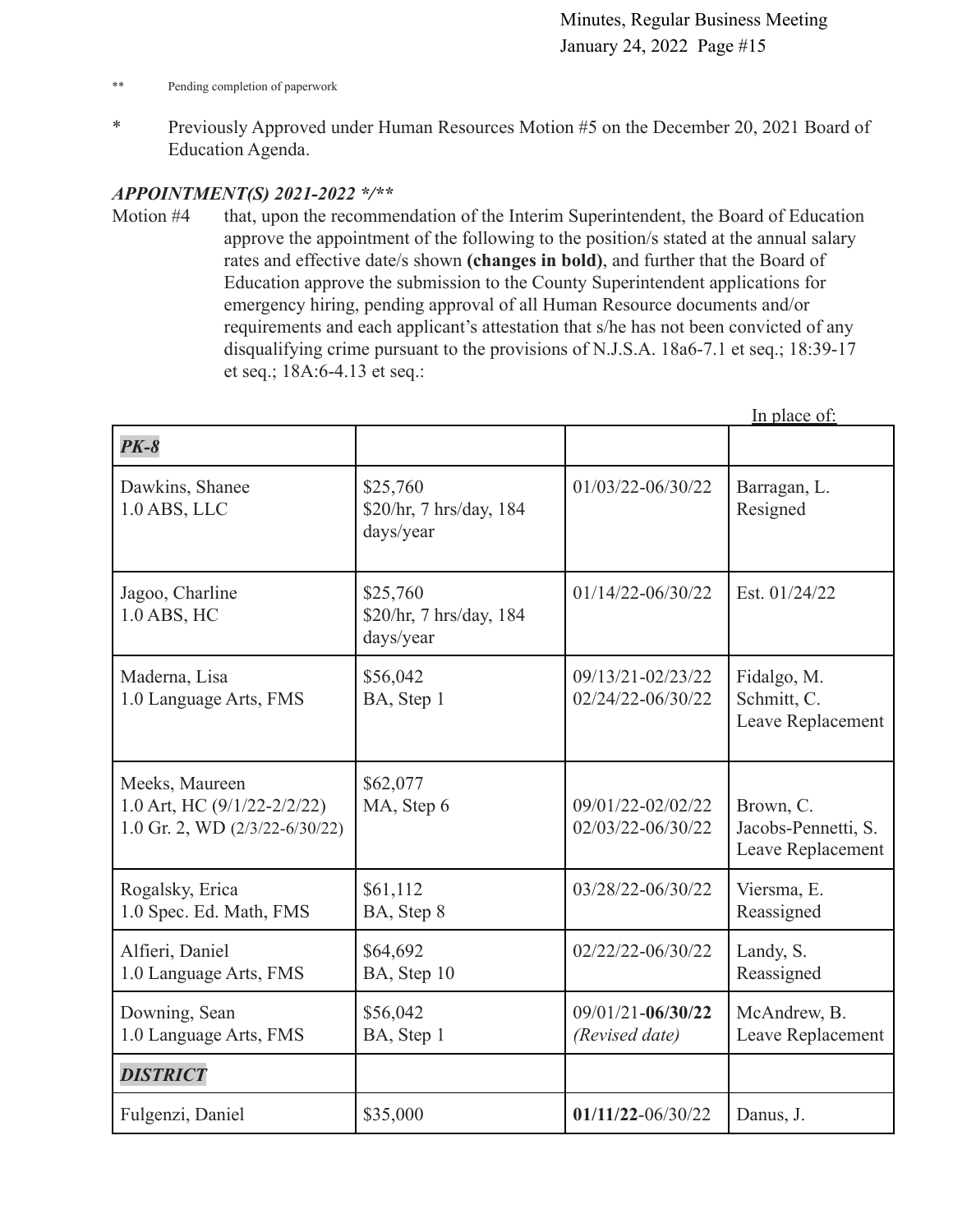** Pending completion of paperwork

* Previously Approved under Human Resources Motion #5 on the December 20, 2021 Board of Education Agenda.

***APPOINTMENT(S) 2021-2022 */\*\****

Motion #4 that, upon the recommendation of the Interim Superintendent, the Board of Education approve the appointment of the following to the position/s stated at the annual salary rates and effective date/s shown **(changes in bold)**, and further that the Board of Education approve the submission to the County Superintendent applications for emergency hiring, pending approval of all Human Resource documents and/or requirements and each applicant's attestation that s/he has not been convicted of any disqualifying crime pursuant to the provisions of N.J.S.A. 18a6-7.1 et seq.; 18:39-17 et seq.; 18A:6-4.13 et seq.:

| | | | In place of: |
|---|---|---|---|
| ***PK-8*** | | | |
| Dawkins, Shanee<br>1.0 ABS, LLC | $25,760<br>$20/hr, 7 hrs/day, 184 days/year | 01/03/22-06/30/22 | Barragan, L.<br>Resigned |
| Jagoo, Charline<br>1.0 ABS, HC | $25,760<br>$20/hr, 7 hrs/day, 184 days/year | 01/14/22-06/30/22 | Est. 01/24/22 |
| Maderna, Lisa<br>1.0 Language Arts, FMS | $56,042<br>BA, Step 1 | 09/13/21-02/23/22<br>02/24/22-06/30/22 | Fidalgo, M.<br>Schmitt, C.<br>Leave Replacement |
| Meeks, Maureen<br>1.0 Art, HC (9/1/22-2/2/22)<br>1.0 Gr. 2, WD (2/3/22-6/30/22) | $62,077<br>MA, Step 6 | 09/01/22-02/02/22<br>02/03/22-06/30/22 | Brown, C.<br>Jacobs-Pennetti, S.<br>Leave Replacement |
| Rogalsky, Erica<br>1.0 Spec. Ed. Math, FMS | $61,112<br>BA, Step 8 | 03/28/22-06/30/22 | Viersma, E.<br>Reassigned |
| Alfieri, Daniel<br>1.0 Language Arts, FMS | $64,692<br>BA, Step 10 | 02/22/22-06/30/22 | Landy, S.<br>Reassigned |
| Downing, Sean<br>1.0 Language Arts, FMS | $56,042<br>BA, Step 1 | 09/01/21-**06/30/22**<br>*(Revised date)* | McAndrew, B.<br>Leave Replacement |
| ***DISTRICT*** | | | |
| Fulgenzi, Daniel | $35,000 | **01/11/22**-06/30/22 | Danus, J. |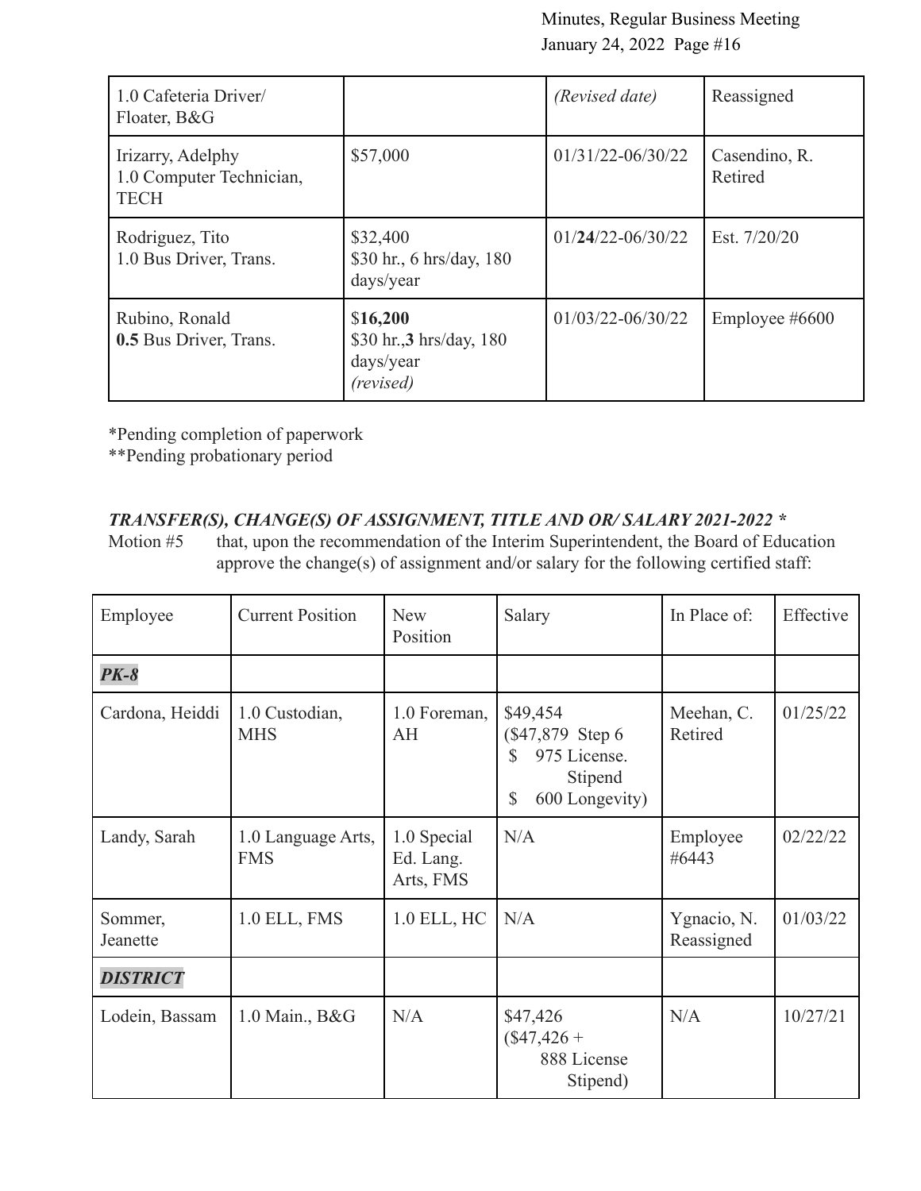| | | | |
|---|---|---|---|
| 1.0 Cafeteria Driver/ Floater, B&G | | *(Revised date)* | Reassigned |
| Irizarry, Adelphy<br>1.0 Computer Technician, TECH | $57,000 | 01/31/22-06/30/22 | Casendino, R. Retired |
| Rodriguez, Tito<br>1.0 Bus Driver, Trans. | $32,400<br>$30 hr., 6 hrs/day, 180 days/year | 01/**24**/22-06/30/22 | Est. 7/20/20 |
| Rubino, Ronald<br>**0.5** Bus Driver, Trans. | $**16,200**<br>$30 hr.,**3** hrs/day, 180 days/year<br>*(revised)* | 01/03/22-06/30/22 | Employee #6600 |

*Pending completion of paperwork
**Pending probationary period

***TRANSFER(S), CHANGE(S) OF ASSIGNMENT, TITLE AND OR/ SALARY 2021-2022 ****

Motion #5 that, upon the recommendation of the Interim Superintendent, the Board of Education approve the change(s) of assignment and/or salary for the following certified staff:

| Employee | Current Position | New Position | Salary | In Place of: | Effective |
|---|---|---|---|---|---|
| ***PK-8*** | | | | | |
| Cardona, Heiddi | 1.0 Custodian, MHS | 1.0 Foreman, AH | $49,454<br>($47,879 Step 6<br>$ 975 License. Stipend<br>$ 600 Longevity) | Meehan, C. Retired | 01/25/22 |
| Landy, Sarah | 1.0 Language Arts, FMS | 1.0 Special Ed. Lang. Arts, FMS | N/A | Employee #6443 | 02/22/22 |
| Sommer, Jeanette | 1.0 ELL, FMS | 1.0 ELL, HC | N/A | Ygnacio, N. Reassigned | 01/03/22 |
| ***DISTRICT*** | | | | | |
| Lodein, Bassam | 1.0 Main., B&G | N/A | $47,426<br>($47,426 + 888 License Stipend) | N/A | 10/27/21 |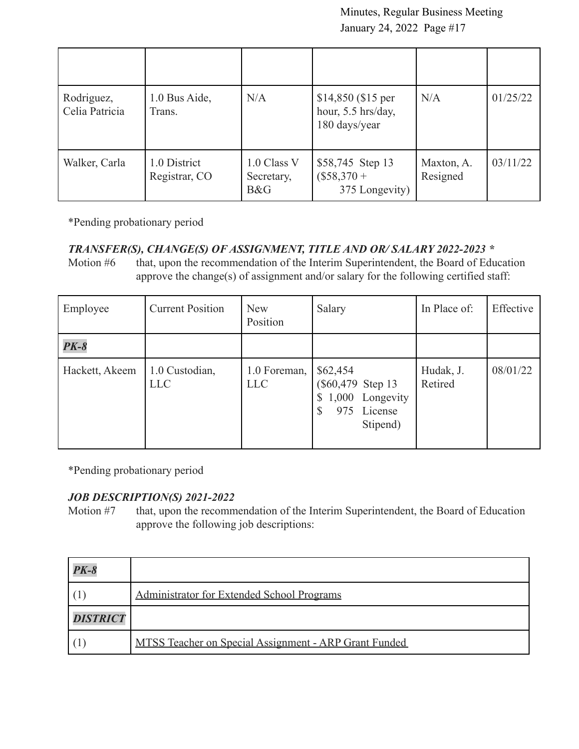| | | | | | |
|---|---|---|---|---|---|
| Rodriguez, Celia Patricia | 1.0 Bus Aide, Trans. | N/A | $14,850 ($15 per hour, 5.5 hrs/day, 180 days/year | N/A | 01/25/22 |
| Walker, Carla | 1.0 District Registrar, CO | 1.0 Class V Secretary, B&G | $58,745 Step 13 ($58,370 + 375 Longevity) | Maxton, A. Resigned | 03/11/22 |

*Pending probationary period

***TRANSFER(S), CHANGE(S) OF ASSIGNMENT, TITLE AND OR/ SALARY 2022-2023 ****

Motion #6 that, upon the recommendation of the Interim Superintendent, the Board of Education approve the change(s) of assignment and/or salary for the following certified staff:

| Employee | Current Position | New Position | Salary | In Place of: | Effective |
|---|---|---|---|---|---|
| ***PK-8*** | | | | | |
| Hackett, Akeem | 1.0 Custodian, LLC | 1.0 Foreman, LLC | $62,454 ($60,479 Step 13 $ 1,000 Longevity $ 975 License Stipend) | Hudak, J. Retired | 08/01/22 |

*Pending probationary period

***JOB DESCRIPTION(S) 2021-2022***

Motion #7 that, upon the recommendation of the Interim Superintendent, the Board of Education approve the following job descriptions:

| | |
|---|---|
| ***PK-8*** | |
| (1) | Administrator for Extended School Programs |
| ***DISTRICT*** | |
| (1) | MTSS Teacher on Special Assignment - ARP Grant Funded |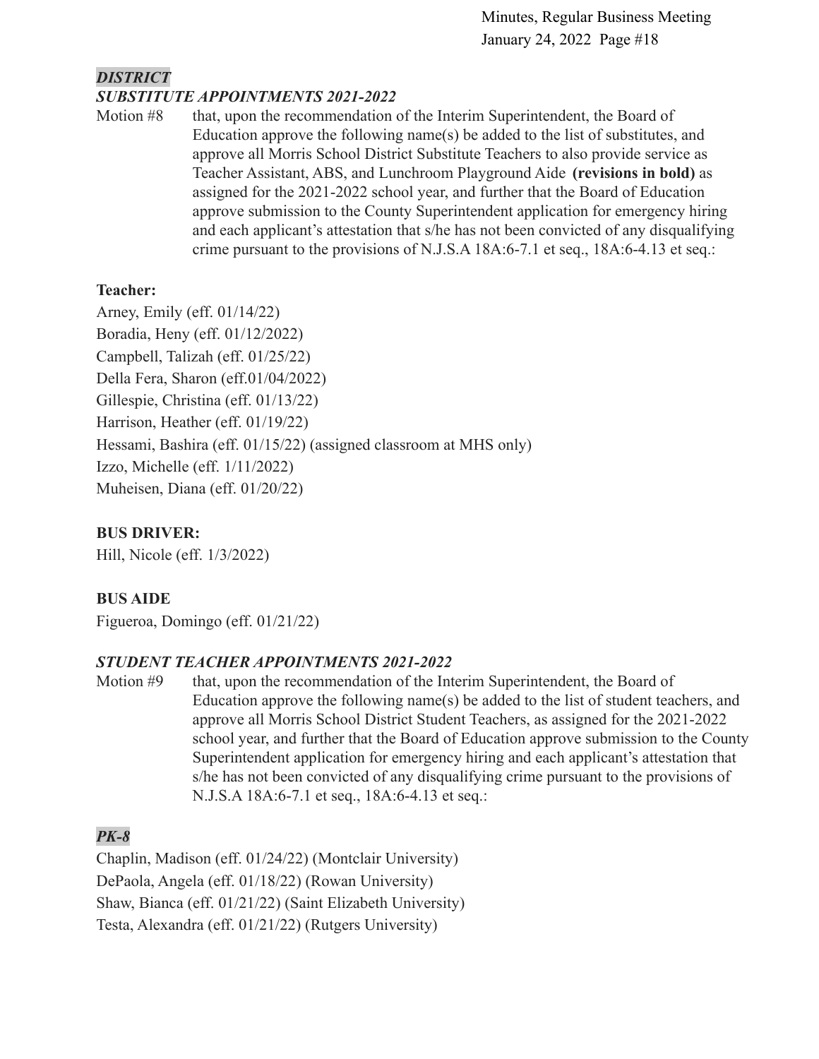***DISTRICT***

***SUBSTITUTE APPOINTMENTS 2021-2022***

Motion #8 that, upon the recommendation of the Interim Superintendent, the Board of Education approve the following name(s) be added to the list of substitutes, and approve all Morris School District Substitute Teachers to also provide service as Teacher Assistant, ABS, and Lunchroom Playground Aide **(revisions in bold)** as assigned for the 2021-2022 school year, and further that the Board of Education approve submission to the County Superintendent application for emergency hiring and each applicant's attestation that s/he has not been convicted of any disqualifying crime pursuant to the provisions of N.J.S.A 18A:6-7.1 et seq., 18A:6-4.13 et seq.:

**Teacher:**

Arney, Emily (eff. 01/14/22)
Boradia, Heny (eff. 01/12/2022)
Campbell, Talizah (eff. 01/25/22)
Della Fera, Sharon (eff.01/04/2022)
Gillespie, Christina (eff. 01/13/22)
Harrison, Heather (eff. 01/19/22)
Hessami, Bashira (eff. 01/15/22) (assigned classroom at MHS only)
Izzo, Michelle (eff. 1/11/2022)
Muheisen, Diana (eff. 01/20/22)

**BUS DRIVER:**

Hill, Nicole (eff. 1/3/2022)

**BUS AIDE**

Figueroa, Domingo (eff. 01/21/22)

***STUDENT TEACHER APPOINTMENTS 2021-2022***

Motion #9 that, upon the recommendation of the Interim Superintendent, the Board of Education approve the following name(s) be added to the list of student teachers, and approve all Morris School District Student Teachers, as assigned for the 2021-2022 school year, and further that the Board of Education approve submission to the County Superintendent application for emergency hiring and each applicant's attestation that s/he has not been convicted of any disqualifying crime pursuant to the provisions of N.J.S.A 18A:6-7.1 et seq., 18A:6-4.13 et seq.:

***PK-8***

Chaplin, Madison (eff. 01/24/22) (Montclair University)
DePaola, Angela (eff. 01/18/22) (Rowan University)
Shaw, Bianca (eff. 01/21/22) (Saint Elizabeth University)
Testa, Alexandra (eff. 01/21/22) (Rutgers University)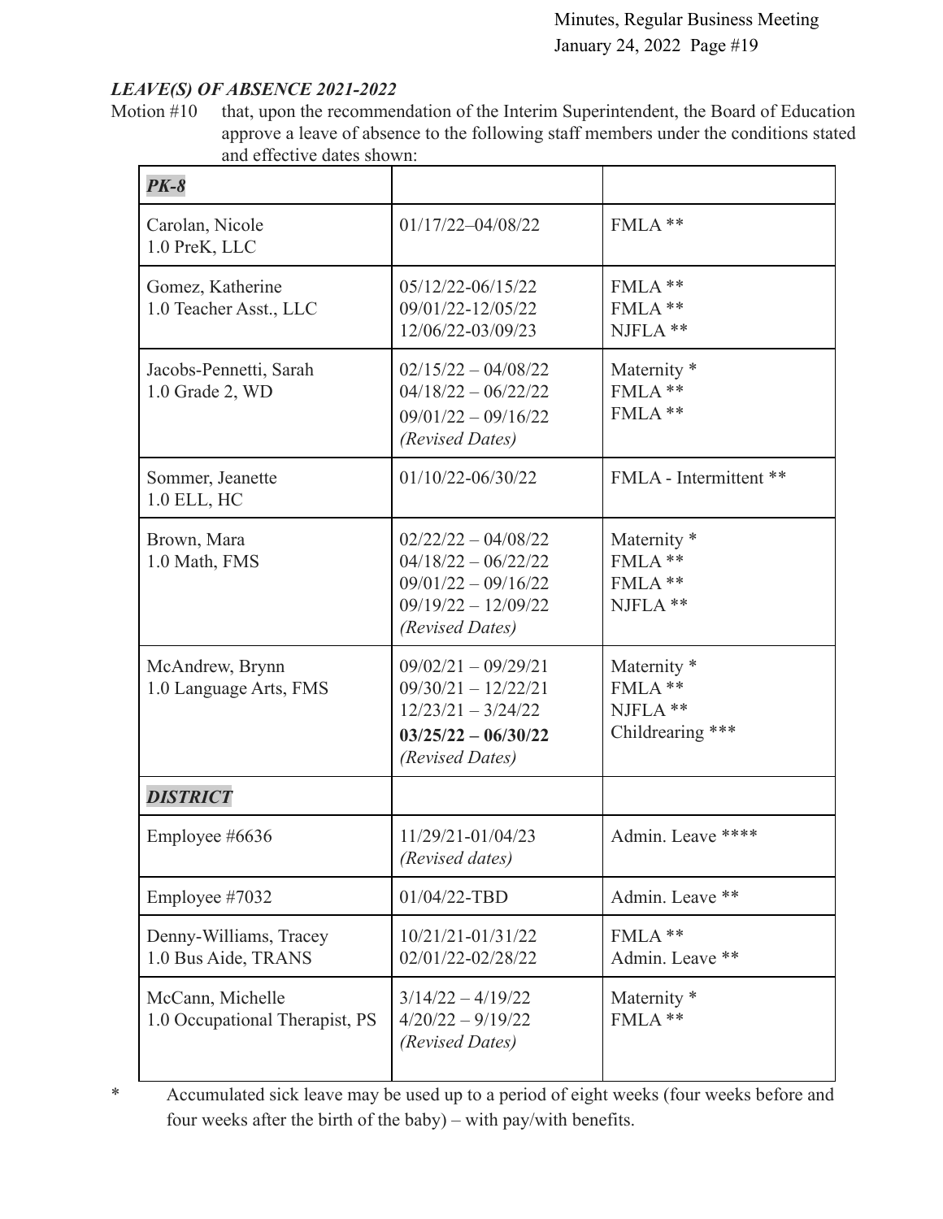***LEAVE(S) OF ABSENCE 2021-2022***

Motion #10 that, upon the recommendation of the Interim Superintendent, the Board of Education approve a leave of absence to the following staff members under the conditions stated and effective dates shown:

| ***PK-8*** | | |
|---|---|---|
| Carolan, Nicole<br>1.0 PreK, LLC | 01/17/22–04/08/22 | FMLA ** |
| Gomez, Katherine<br>1.0 Teacher Asst., LLC | 05/12/22-06/15/22<br>09/01/22-12/05/22<br>12/06/22-03/09/23 | FMLA **<br>FMLA **<br>NJFLA ** |
| Jacobs-Pennetti, Sarah<br>1.0 Grade 2, WD | 02/15/22 – 04/08/22<br>04/18/22 – 06/22/22<br>09/01/22 – 09/16/22<br>*(Revised Dates)* | Maternity *<br>FMLA **<br>FMLA ** |
| Sommer, Jeanette<br>1.0 ELL, HC | 01/10/22-06/30/22 | FMLA - Intermittent ** |
| Brown, Mara<br>1.0 Math, FMS | 02/22/22 – 04/08/22<br>04/18/22 – 06/22/22<br>09/01/22 – 09/16/22<br>09/19/22 – 12/09/22<br>*(Revised Dates)* | Maternity *<br>FMLA **<br>FMLA **<br>NJFLA ** |
| McAndrew, Brynn<br>1.0 Language Arts, FMS | 09/02/21 – 09/29/21<br>09/30/21 – 12/22/21<br>12/23/21 – 3/24/22<br>**03/25/22 – 06/30/22**<br>*(Revised Dates)* | Maternity *<br>FMLA **<br>NJFLA **<br>Childrearing *** |
| ***DISTRICT*** | | |
| Employee #6636 | 11/29/21-01/04/23<br>*(Revised dates)* | Admin. Leave **** |
| Employee #7032 | 01/04/22-TBD | Admin. Leave ** |
| Denny-Williams, Tracey<br>1.0 Bus Aide, TRANS | 10/21/21-01/31/22<br>02/01/22-02/28/22 | FMLA **<br>Admin. Leave ** |
| McCann, Michelle<br>1.0 Occupational Therapist, PS | 3/14/22 – 4/19/22<br>4/20/22 – 9/19/22<br>*(Revised Dates)* | Maternity *<br>FMLA ** |

\* Accumulated sick leave may be used up to a period of eight weeks (four weeks before and four weeks after the birth of the baby) – with pay/with benefits.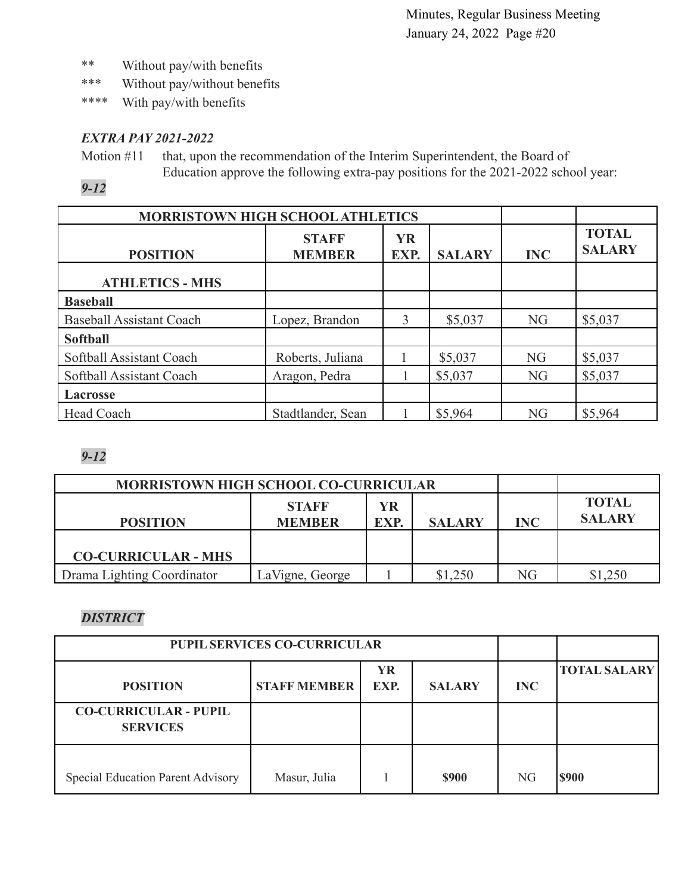** Without pay/with benefits
*** Without pay/without benefits
**** With pay/with benefits

***EXTRA PAY 2021-2022***

Motion #11 that, upon the recommendation of the Interim Superintendent, the Board of Education approve the following extra-pay positions for the 2021-2022 school year:

***9-12***

| MORRISTOWN HIGH SCHOOL ATHLETICS | | | | | |
|---|---|---|---|---|---|
| **POSITION** | **STAFF MEMBER** | **YR EXP.** | **SALARY** | **INC** | **TOTAL SALARY** |
| **ATHLETICS - MHS** | | | | | |
| **Baseball** | | | | | |
| Baseball Assistant Coach | Lopez, Brandon | 3 | $5,037 | NG | $5,037 |
| **Softball** | | | | | |
| Softball Assistant Coach | Roberts, Juliana | 1 | $5,037 | NG | $5,037 |
| Softball Assistant Coach | Aragon, Pedra | 1 | $5,037 | NG | $5,037 |
| **Lacrosse** | | | | | |
| Head Coach | Stadtlander, Sean | 1 | $5,964 | NG | $5,964 |

***9-12***

| MORRISTOWN HIGH SCHOOL CO-CURRICULAR | | | | | |
|---|---|---|---|---|---|
| **POSITION** | **STAFF MEMBER** | **YR EXP.** | **SALARY** | **INC** | **TOTAL SALARY** |
| **CO-CURRICULAR - MHS** | | | | | |
| Drama Lighting Coordinator | LaVigne, George | 1 | $1,250 | NG | $1,250 |

***DISTRICT***

| PUPIL SERVICES CO-CURRICULAR | | | | | |
|---|---|---|---|---|---|
| **POSITION** | **STAFF MEMBER** | **YR EXP.** | **SALARY** | **INC** | **TOTAL SALARY** |
| **CO-CURRICULAR - PUPIL SERVICES** | | | | | |
| Special Education Parent Advisory | Masur, Julia | 1 | **$900** | NG | **$900** |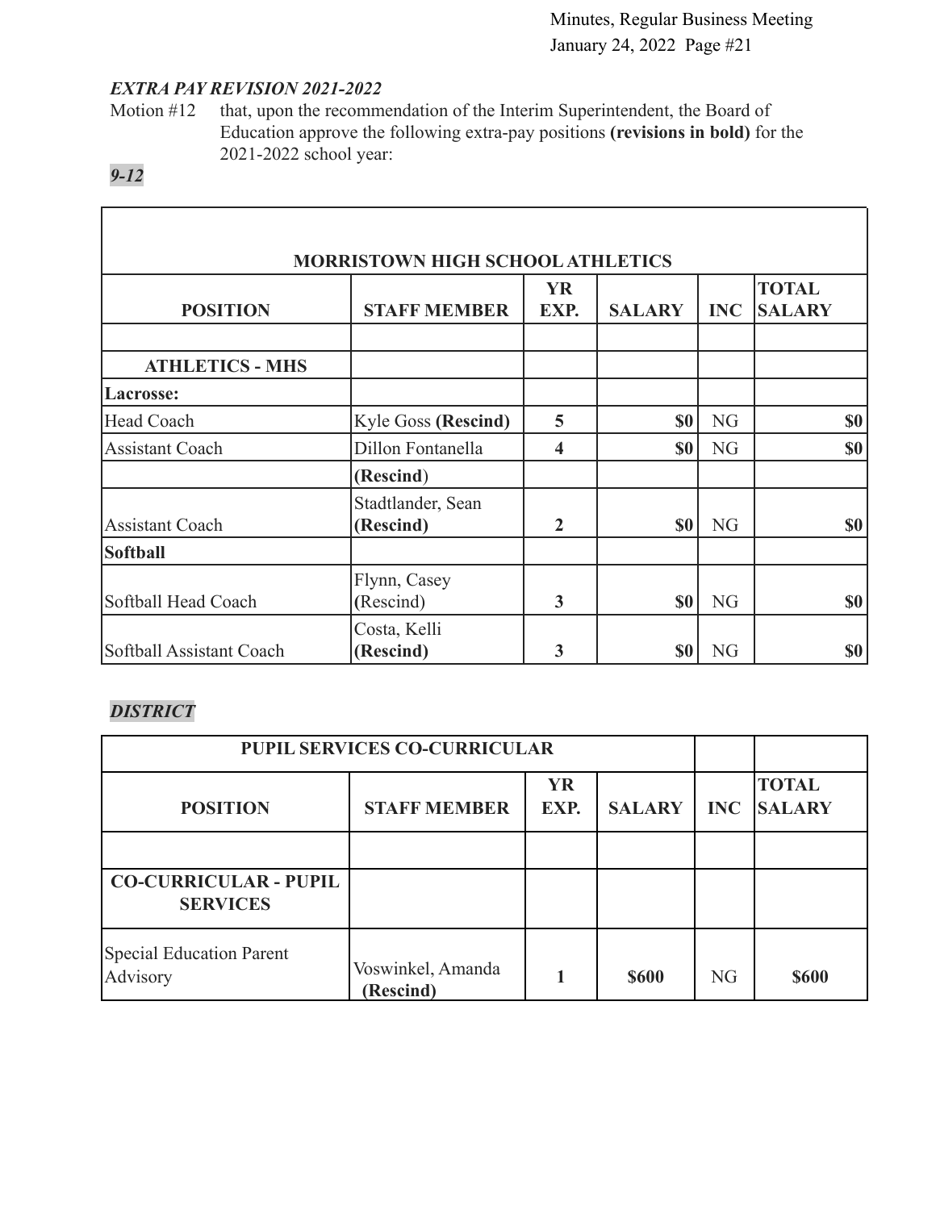### *EXTRA PAY REVISION 2021-2022*

Motion #12 that, upon the recommendation of the Interim Superintendent, the Board of Education approve the following extra-pay positions **(revisions in bold)** for the 2021-2022 school year:

***9-12***

| MORRISTOWN HIGH SCHOOL ATHLETICS | | | | | |
|---|---|---|---|---|---|
| **POSITION** | **STAFF MEMBER** | **YR EXP.** | **SALARY** | **INC** | **TOTAL SALARY** |
| | | | | | |
| **ATHLETICS - MHS** | | | | | |
| **Lacrosse:** | | | | | |
| Head Coach | Kyle Goss **(Rescind)** | **5** | **$0** | NG | **$0** |
| Assistant Coach | Dillon Fontanella | **4** | **$0** | NG | **$0** |
| | **(Rescind)** | | | | |
| Assistant Coach | Stadtlander, Sean **(Rescind)** | **2** | **$0** | NG | **$0** |
| **Softball** | | | | | |
| Softball Head Coach | Flynn, Casey (Rescind) | **3** | **$0** | NG | **$0** |
| Softball Assistant Coach | Costa, Kelli **(Rescind)** | **3** | **$0** | NG | **$0** |

***DISTRICT***

| PUPIL SERVICES CO-CURRICULAR | | | | | |
|---|---|---|---|---|---|
| **POSITION** | **STAFF MEMBER** | **YR EXP.** | **SALARY** | **INC** | **TOTAL SALARY** |
| | | | | | |
| **CO-CURRICULAR - PUPIL SERVICES** | | | | | |
| Special Education Parent Advisory | Voswinkel, Amanda **(Rescind)** | **1** | **$600** | NG | **$600** |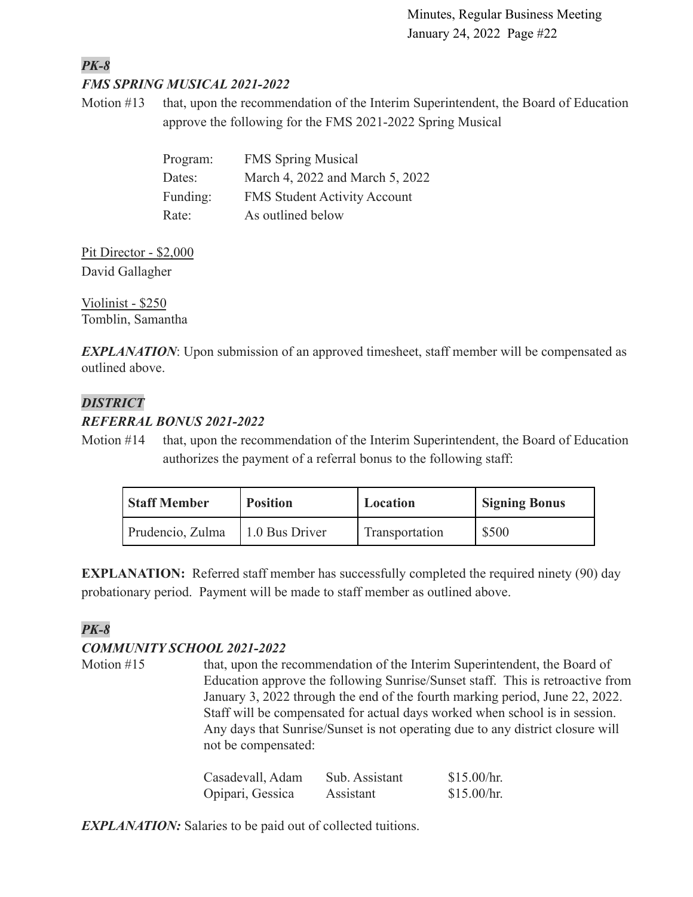***PK-8***

***FMS SPRING MUSICAL 2021-2022***

Motion #13 that, upon the recommendation of the Interim Superintendent, the Board of Education approve the following for the FMS 2021-2022 Spring Musical

Program: FMS Spring Musical
Dates: March 4, 2022 and March 5, 2022
Funding: FMS Student Activity Account
Rate: As outlined below

Pit Director - $2,000
David Gallagher

Violinist - $250
Tomblin, Samantha

***EXPLANATION***: Upon submission of an approved timesheet, staff member will be compensated as outlined above.

***DISTRICT***

***REFERRAL BONUS 2021-2022***

Motion #14 that, upon the recommendation of the Interim Superintendent, the Board of Education authorizes the payment of a referral bonus to the following staff:

| Staff Member | Position | Location | Signing Bonus |
|---|---|---|---|
| Prudencio, Zulma | 1.0 Bus Driver | Transportation | $500 |

**EXPLANATION:** Referred staff member has successfully completed the required ninety (90) day probationary period. Payment will be made to staff member as outlined above.

***PK-8***

***COMMUNITY SCHOOL 2021-2022***

Motion #15 that, upon the recommendation of the Interim Superintendent, the Board of Education approve the following Sunrise/Sunset staff. This is retroactive from January 3, 2022 through the end of the fourth marking period, June 22, 2022. Staff will be compensated for actual days worked when school is in session. Any days that Sunrise/Sunset is not operating due to any district closure will not be compensated:

| | | |
|---|---|---|
| Casadevall, Adam | Sub. Assistant | $15.00/hr. |
| Opipari, Gessica | Assistant | $15.00/hr. |

***EXPLANATION:*** Salaries to be paid out of collected tuitions.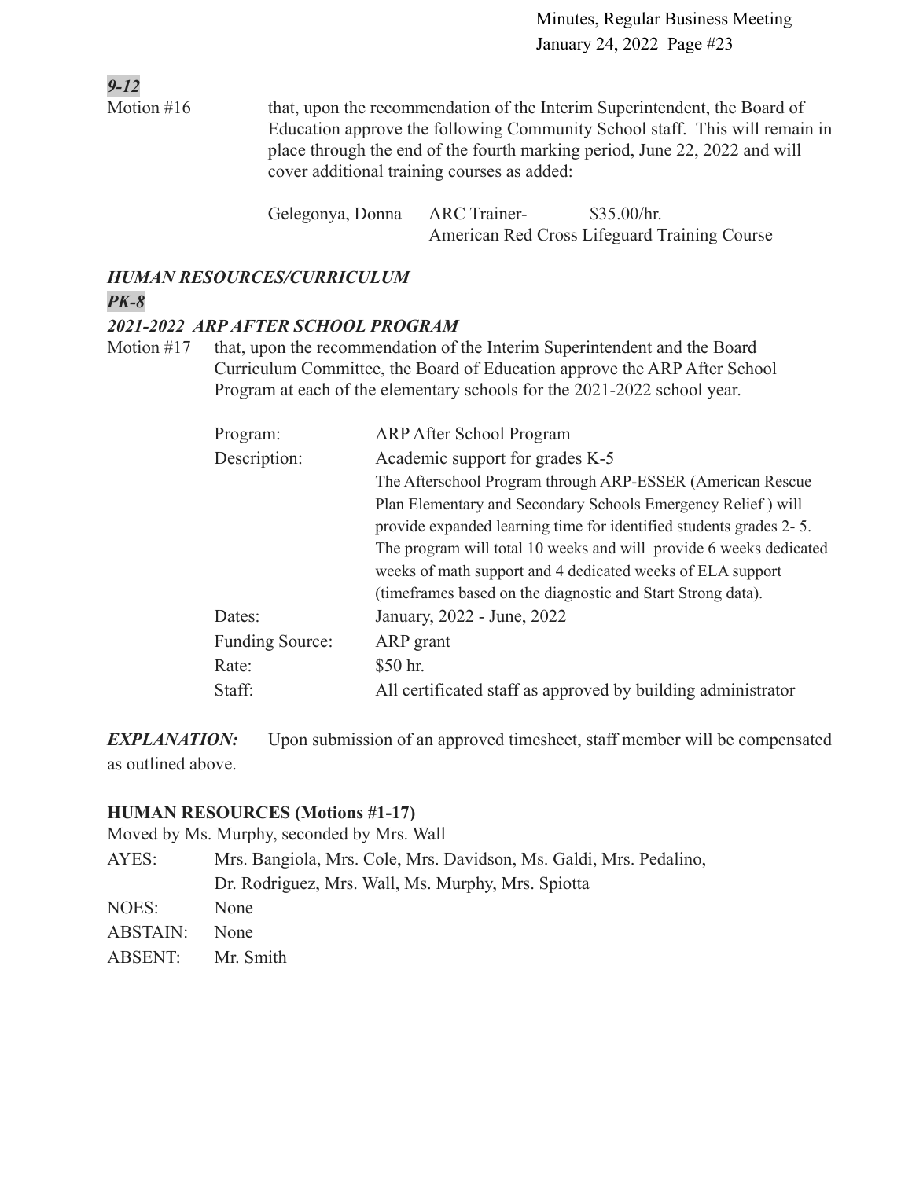***9-12***

Motion #16 that, upon the recommendation of the Interim Superintendent, the Board of Education approve the following Community School staff. This will remain in place through the end of the fourth marking period, June 22, 2022 and will cover additional training courses as added:

| | | |
|---|---|---|
| Gelegonya, Donna | ARC Trainer- | $35.00/hr. |
| | American Red Cross Lifeguard Training Course | |

***HUMAN RESOURCES/CURRICULUM***

***PK-8***

***2021-2022 ARP AFTER SCHOOL PROGRAM***

Motion #17 that, upon the recommendation of the Interim Superintendent and the Board Curriculum Committee, the Board of Education approve the ARP After School Program at each of the elementary schools for the 2021-2022 school year.

| | |
|---|---|
| Program: | ARP After School Program |
| Description: | Academic support for grades K-5<br>The Afterschool Program through ARP-ESSER (American Rescue Plan Elementary and Secondary Schools Emergency Relief ) will provide expanded learning time for identified students grades 2- 5. The program will total 10 weeks and will provide 6 weeks dedicated weeks of math support and 4 dedicated weeks of ELA support (timeframes based on the diagnostic and Start Strong data). |
| Dates: | January, 2022 - June, 2022 |
| Funding Source: | ARP grant |
| Rate: | $50 hr. |
| Staff: | All certificated staff as approved by building administrator |

***EXPLANATION:*** Upon submission of an approved timesheet, staff member will be compensated as outlined above.

**HUMAN RESOURCES (Motions #1-17)**

Moved by Ms. Murphy, seconded by Mrs. Wall

| | |
|---|---|
| AYES: | Mrs. Bangiola, Mrs. Cole, Mrs. Davidson, Ms. Galdi, Mrs. Pedalino, Dr. Rodriguez, Mrs. Wall, Ms. Murphy, Mrs. Spiotta |
| NOES: | None |
| ABSTAIN: | None |
| ABSENT: | Mr. Smith |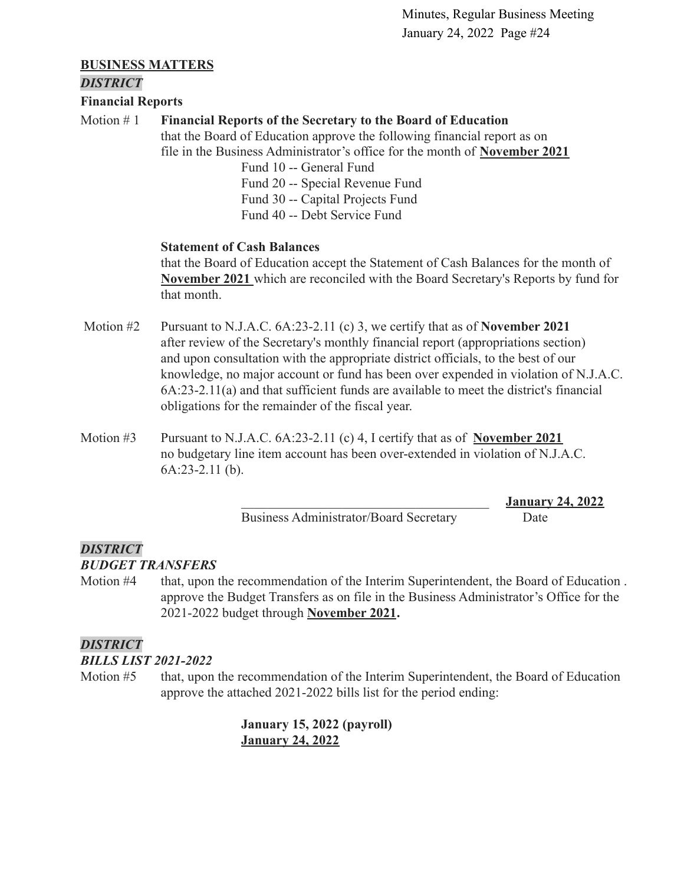## BUSINESS MATTERS

***DISTRICT***

**Financial Reports**

Motion # 1 **Financial Reports of the Secretary to the Board of Education**
that the Board of Education approve the following financial report as on file in the Business Administrator's office for the month of **November 2021**

- Fund 10 -- General Fund
- Fund 20 -- Special Revenue Fund
- Fund 30 -- Capital Projects Fund
- Fund 40 -- Debt Service Fund

**Statement of Cash Balances**
that the Board of Education accept the Statement of Cash Balances for the month of **November 2021** which are reconciled with the Board Secretary's Reports by fund for that month.

Motion #2 Pursuant to N.J.A.C. 6A:23-2.11 (c) 3, we certify that as of **November 2021** after review of the Secretary's monthly financial report (appropriations section) and upon consultation with the appropriate district officials, to the best of our knowledge, no major account or fund has been over expended in violation of N.J.A.C. 6A:23-2.11(a) and that sufficient funds are available to meet the district's financial obligations for the remainder of the fiscal year.

Motion #3 Pursuant to N.J.A.C. 6A:23-2.11 (c) 4, I certify that as of **November 2021** no budgetary line item account has been over-extended in violation of N.J.A.C. 6A:23-2.11 (b).

______________________________________ **January 24, 2022**
Business Administrator/Board Secretary Date

***DISTRICT***

***BUDGET TRANSFERS***

Motion #4 that, upon the recommendation of the Interim Superintendent, the Board of Education . approve the Budget Transfers as on file in the Business Administrator's Office for the 2021-2022 budget through **November 2021.**

***DISTRICT***

***BILLS LIST 2021-2022***

Motion #5 that, upon the recommendation of the Interim Superintendent, the Board of Education approve the attached 2021-2022 bills list for the period ending:

**January 15, 2022 (payroll)**
**January 24, 2022**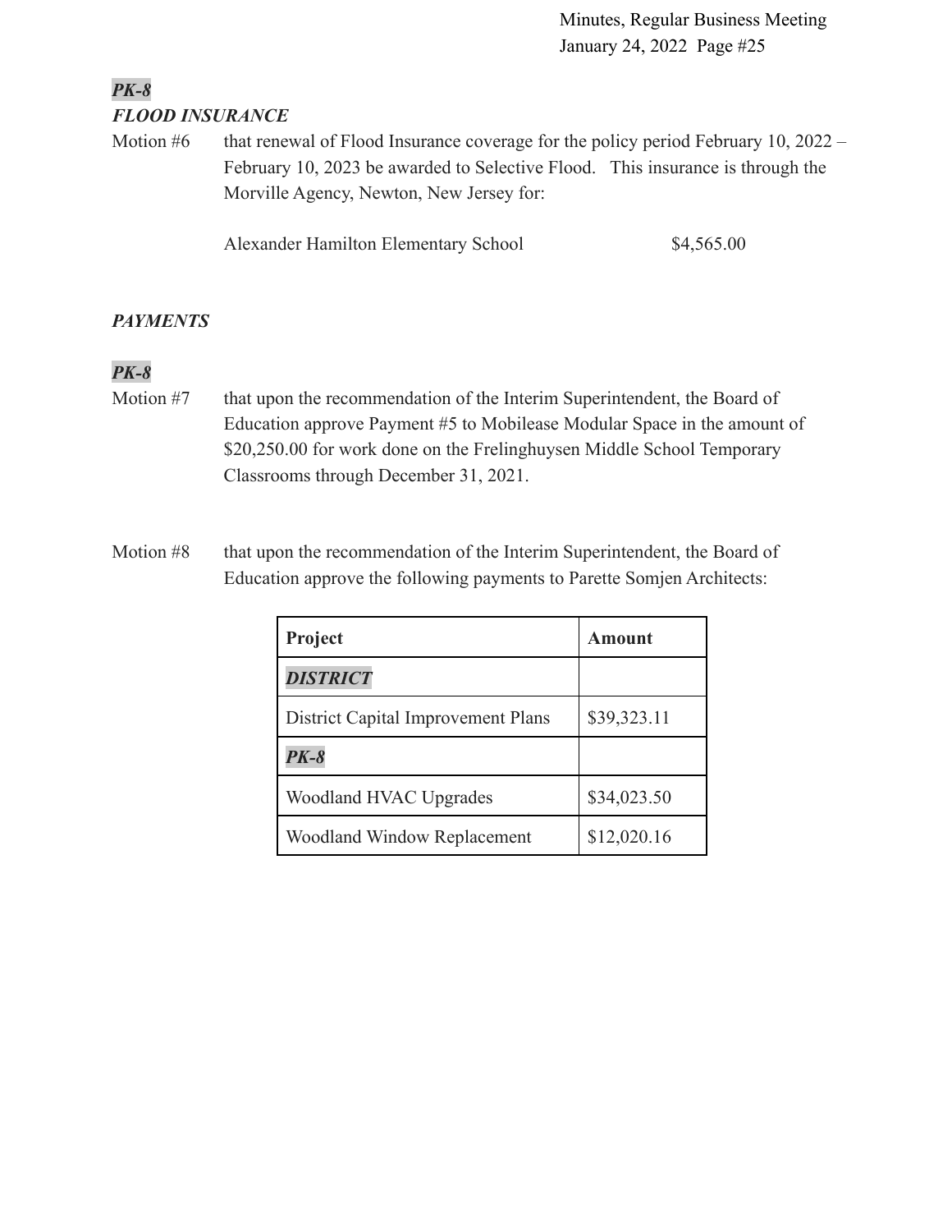***PK-8***

***FLOOD INSURANCE***

Motion #6 that renewal of Flood Insurance coverage for the policy period February 10, 2022 – February 10, 2023 be awarded to Selective Flood. This insurance is through the Morville Agency, Newton, New Jersey for:

Alexander Hamilton Elementary School $4,565.00

***PAYMENTS***

***PK-8***

Motion #7 that upon the recommendation of the Interim Superintendent, the Board of Education approve Payment #5 to Mobilease Modular Space in the amount of $20,250.00 for work done on the Frelinghuysen Middle School Temporary Classrooms through December 31, 2021.

Motion #8 that upon the recommendation of the Interim Superintendent, the Board of Education approve the following payments to Parette Somjen Architects:

| Project | Amount |
|---|---|
| ***DISTRICT*** | |
| District Capital Improvement Plans | $39,323.11 |
| ***PK-8*** | |
| Woodland HVAC Upgrades | $34,023.50 |
| Woodland Window Replacement | $12,020.16 |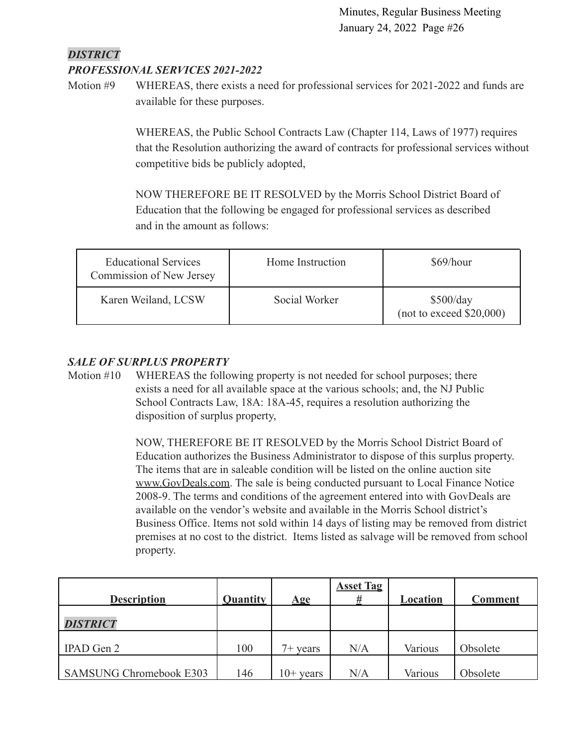***DISTRICT***

***PROFESSIONAL SERVICES 2021-2022***

Motion #9 WHEREAS, there exists a need for professional services for 2021-2022 and funds are available for these purposes.

WHEREAS, the Public School Contracts Law (Chapter 114, Laws of 1977) requires that the Resolution authorizing the award of contracts for professional services without competitive bids be publicly adopted,

NOW THEREFORE BE IT RESOLVED by the Morris School District Board of Education that the following be engaged for professional services as described and in the amount as follows:

| | | |
|---|---|---|
| Educational Services Commission of New Jersey | Home Instruction | $69/hour |
| Karen Weiland, LCSW | Social Worker | $500/day (not to exceed $20,000) |

***SALE OF SURPLUS PROPERTY***

Motion #10 WHEREAS the following property is not needed for school purposes; there exists a need for all available space at the various schools; and, the NJ Public School Contracts Law, 18A: 18A-45, requires a resolution authorizing the disposition of surplus property,

NOW, THEREFORE BE IT RESOLVED by the Morris School District Board of Education authorizes the Business Administrator to dispose of this surplus property. The items that are in saleable condition will be listed on the online auction site www.GovDeals.com. The sale is being conducted pursuant to Local Finance Notice 2008-9. The terms and conditions of the agreement entered into with GovDeals are available on the vendor's website and available in the Morris School district's Business Office. Items not sold within 14 days of listing may be removed from district premises at no cost to the district. Items listed as salvage will be removed from school property.

| Description | Quantity | Age | Asset Tag # | Location | Comment |
|---|---|---|---|---|---|
| ***DISTRICT*** | | | | | |
| IPAD Gen 2 | 100 | 7+ years | N/A | Various | Obsolete |
| SAMSUNG Chromebook E303 | 146 | 10+ years | N/A | Various | Obsolete |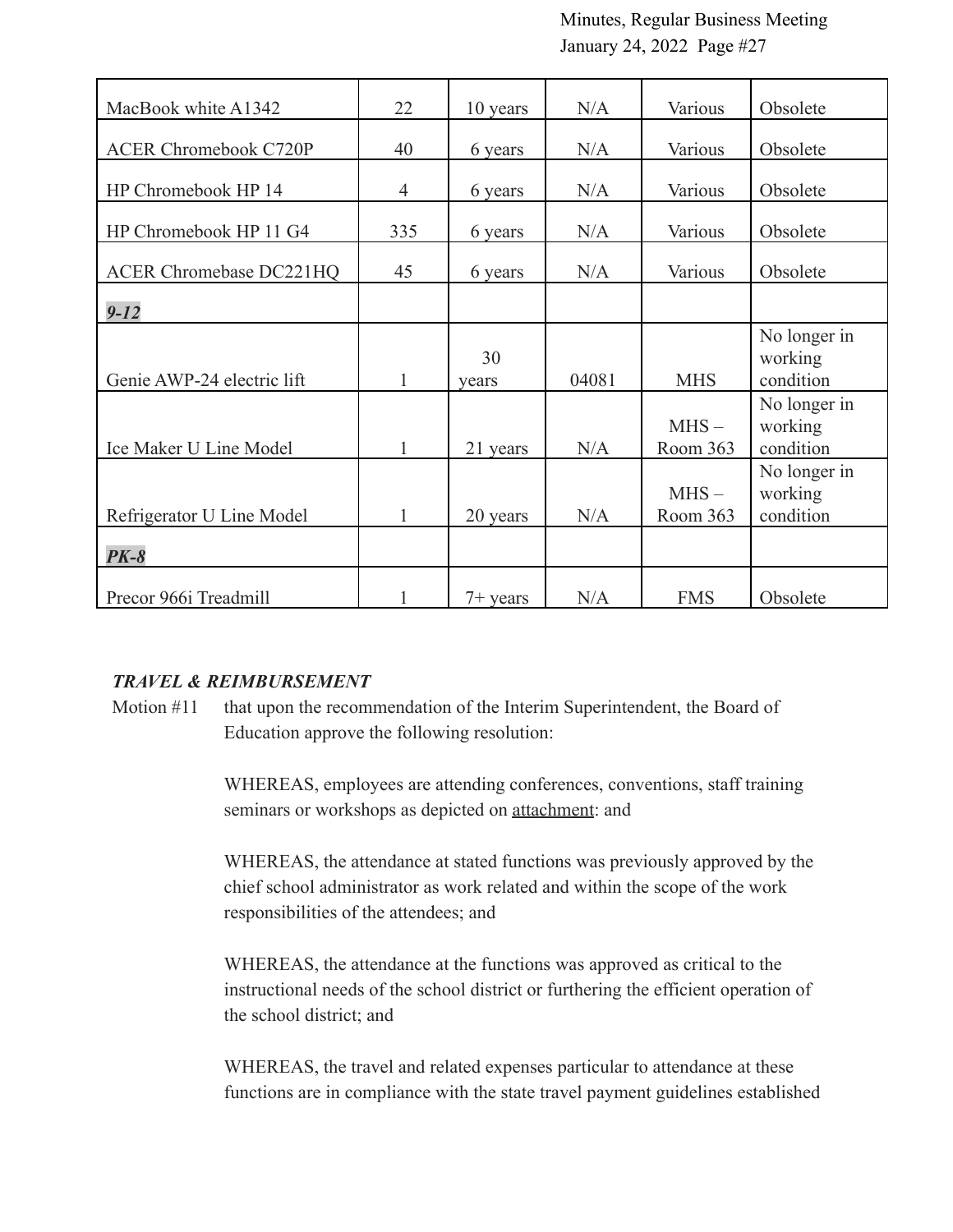| | | | | | |
|---|---|---|---|---|---|
| MacBook white A1342 | 22 | 10 years | N/A | Various | Obsolete |
| ACER Chromebook C720P | 40 | 6 years | N/A | Various | Obsolete |
| HP Chromebook HP 14 | 4 | 6 years | N/A | Various | Obsolete |
| HP Chromebook HP 11 G4 | 335 | 6 years | N/A | Various | Obsolete |
| ACER Chromebase DC221HQ | 45 | 6 years | N/A | Various | Obsolete |
| ***9-12*** | | | | | |
| Genie AWP-24 electric lift | 1 | 30 years | 04081 | MHS | No longer in working condition |
| Ice Maker U Line Model | 1 | 21 years | N/A | MHS – Room 363 | No longer in working condition |
| Refrigerator U Line Model | 1 | 20 years | N/A | MHS – Room 363 | No longer in working condition |
| ***PK-8*** | | | | | |
| Precor 966i Treadmill | 1 | 7+ years | N/A | FMS | Obsolete |

***TRAVEL & REIMBURSEMENT***

Motion #11 that upon the recommendation of the Interim Superintendent, the Board of Education approve the following resolution:

WHEREAS, employees are attending conferences, conventions, staff training seminars or workshops as depicted on attachment: and

WHEREAS, the attendance at stated functions was previously approved by the chief school administrator as work related and within the scope of the work responsibilities of the attendees; and

WHEREAS, the attendance at the functions was approved as critical to the instructional needs of the school district or furthering the efficient operation of the school district; and

WHEREAS, the travel and related expenses particular to attendance at these functions are in compliance with the state travel payment guidelines established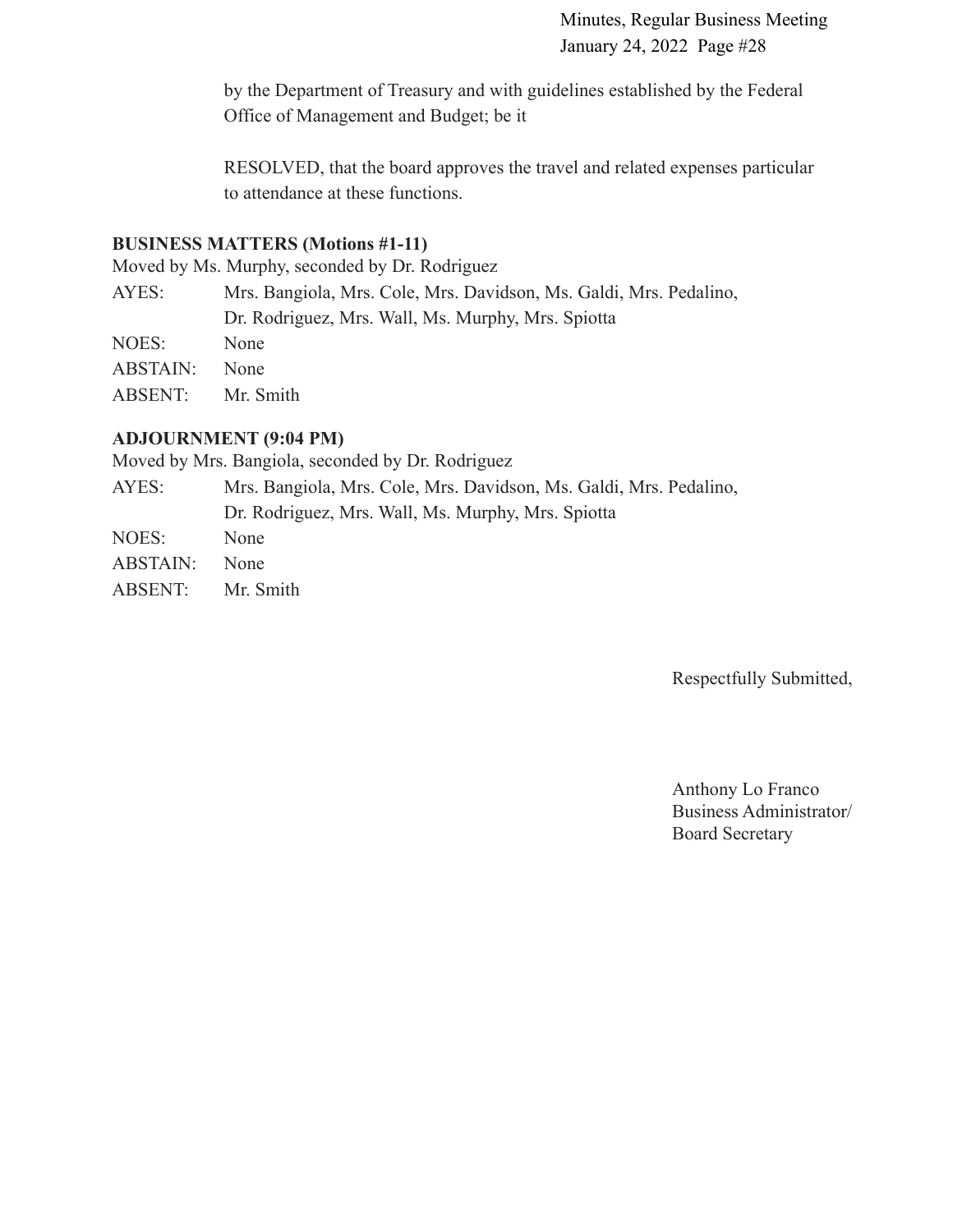by the Department of Treasury and with guidelines established by the Federal Office of Management and Budget; be it

RESOLVED, that the board approves the travel and related expenses particular to attendance at these functions.

**BUSINESS MATTERS (Motions #1-11)**

Moved by Ms. Murphy, seconded by Dr. Rodriguez

| | |
|---|---|
| AYES: | Mrs. Bangiola, Mrs. Cole, Mrs. Davidson, Ms. Galdi, Mrs. Pedalino, Dr. Rodriguez, Mrs. Wall, Ms. Murphy, Mrs. Spiotta |
| NOES: | None |
| ABSTAIN: | None |
| ABSENT: | Mr. Smith |

**ADJOURNMENT (9:04 PM)**

Moved by Mrs. Bangiola, seconded by Dr. Rodriguez

| | |
|---|---|
| AYES: | Mrs. Bangiola, Mrs. Cole, Mrs. Davidson, Ms. Galdi, Mrs. Pedalino, Dr. Rodriguez, Mrs. Wall, Ms. Murphy, Mrs. Spiotta |
| NOES: | None |
| ABSTAIN: | None |
| ABSENT: | Mr. Smith |

Respectfully Submitted,

Anthony Lo Franco
Business Administrator/
Board Secretary